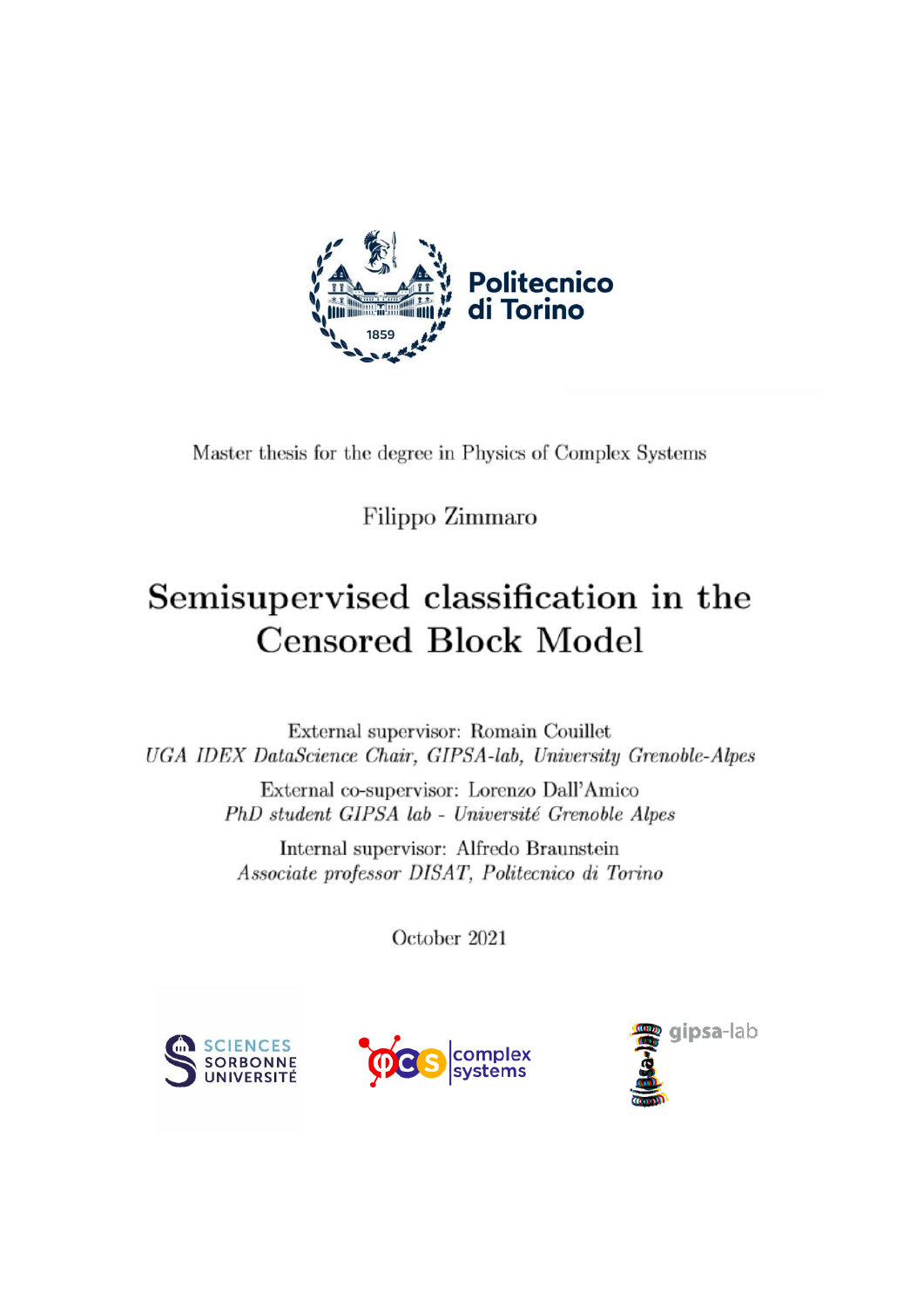Politecnico di Torino

Master thesis for the degree in Physics of Complex Systems

Filippo Zimmaro

# Semisupervised classification in the Censored Block Model

External supervisor: Romain Couillet
*UGA IDEX DataScience Chair, GIPSA-lab, University Grenoble-Alpes*

External co-supervisor: Lorenzo Dall'Amico
*PhD student GIPSA lab - Université Grenoble Alpes*

Internal supervisor: Alfredo Braunstein
*Associate professor DISAT, Politecnico di Torino*

October 2021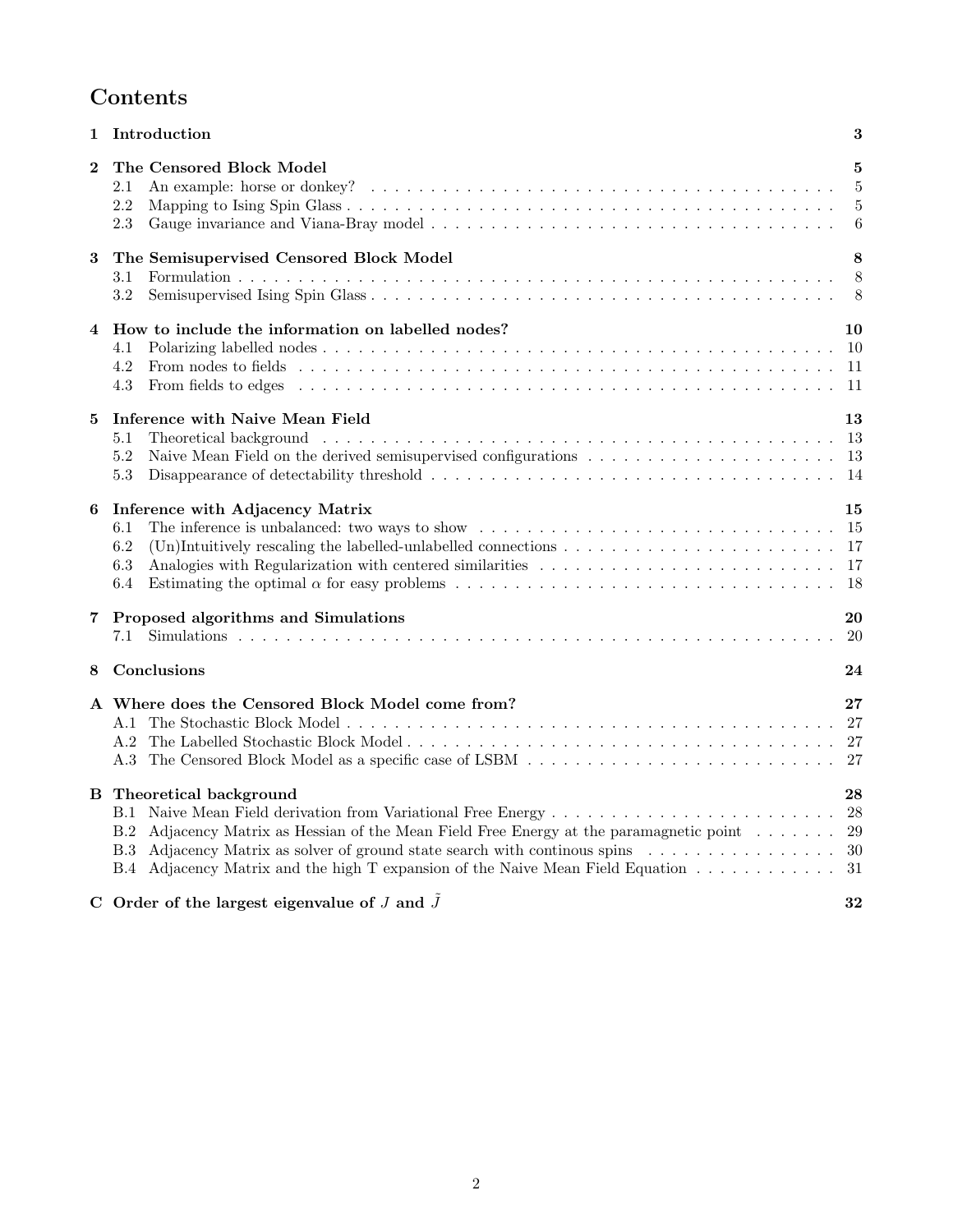# Contents

**1 Introduction** **3**

**2 The Censored Block Model** **5**
- 2.1 An example: horse or donkey? 5
- 2.2 Mapping to Ising Spin Glass 5
- 2.3 Gauge invariance and Viana-Bray model 6

**3 The Semisupervised Censored Block Model** **8**
- 3.1 Formulation 8
- 3.2 Semisupervised Ising Spin Glass 8

**4 How to include the information on labelled nodes?** **10**
- 4.1 Polarizing labelled nodes 10
- 4.2 From nodes to fields 11
- 4.3 From fields to edges 11

**5 Inference with Naive Mean Field** **13**
- 5.1 Theoretical background 13
- 5.2 Naive Mean Field on the derived semisupervised configurations 13
- 5.3 Disappearance of detectability threshold 14

**6 Inference with Adjacency Matrix** **15**
- 6.1 The inference is unbalanced: two ways to show 15
- 6.2 (Un)Intuitively rescaling the labelled-unlabelled connections 17
- 6.3 Analogies with Regularization with centered similarities 17
- 6.4 Estimating the optimal $\alpha$ for easy problems 18

**7 Proposed algorithms and Simulations** **20**
- 7.1 Simulations 20

**8 Conclusions** **24**

**A Where does the Censored Block Model come from?** **27**
- A.1 The Stochastic Block Model 27
- A.2 The Labelled Stochastic Block Model 27
- A.3 The Censored Block Model as a specific case of LSBM 27

**B Theoretical background** **28**
- B.1 Naive Mean Field derivation from Variational Free Energy 28
- B.2 Adjacency Matrix as Hessian of the Mean Field Free Energy at the paramagnetic point 29
- B.3 Adjacency Matrix as solver of ground state search with continous spins 30
- B.4 Adjacency Matrix and the high T expansion of the Naive Mean Field Equation 31

**C Order of the largest eigenvalue of $J$ and $\tilde{J}$** **32**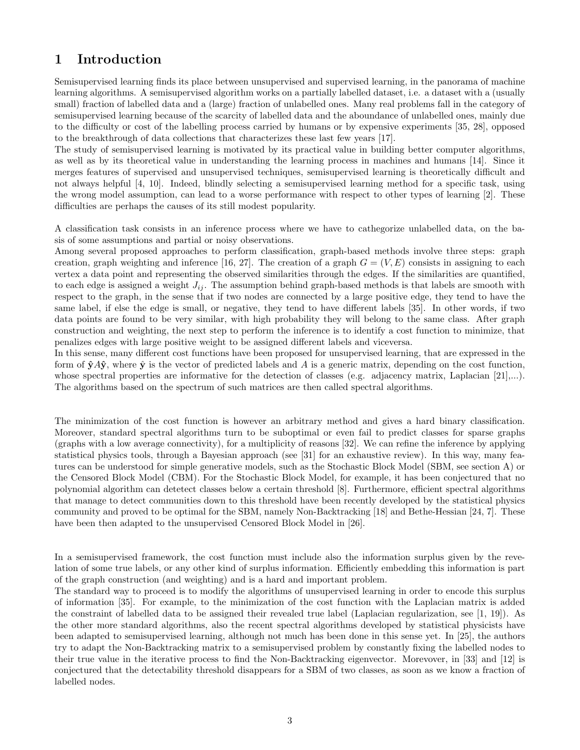# 1 Introduction

Semisupervised learning finds its place between unsupervised and supervised learning, in the panorama of machine learning algorithms. A semisupervised algorithm works on a partially labelled dataset, i.e. a dataset with a (usually small) fraction of labelled data and a (large) fraction of unlabelled ones. Many real problems fall in the category of semisupervised learning because of the scarcity of labelled data and the aboundance of unlabelled ones, mainly due to the difficulty or cost of the labelling process carried by humans or by expensive experiments [35, 28], opposed to the breakthrough of data collections that characterizes these last few years [17].

The study of semisupervised learning is motivated by its practical value in building better computer algorithms, as well as by its theoretical value in understanding the learning process in machines and humans [14]. Since it merges features of supervised and unsupervised techniques, semisupervised learning is theoretically difficult and not always helpful [4, 10]. Indeed, blindly selecting a semisupervised learning method for a specific task, using the wrong model assumption, can lead to a worse performance with respect to other types of learning [2]. These difficulties are perhaps the causes of its still modest popularity.

A classification task consists in an inference process where we have to cathegorize unlabelled data, on the basis of some assumptions and partial or noisy observations.

Among several proposed approaches to perform classification, graph-based methods involve three steps: graph creation, graph weighting and inference [16, 27]. The creation of a graph $G = (V, E)$ consists in assigning to each vertex a data point and representing the observed similarities through the edges. If the similarities are quantified, to each edge is assigned a weight $J_{ij}$. The assumption behind graph-based methods is that labels are smooth with respect to the graph, in the sense that if two nodes are connected by a large positive edge, they tend to have the same label, if else the edge is small, or negative, they tend to have different labels [35]. In other words, if two data points are found to be very similar, with high probability they will belong to the same class. After graph construction and weighting, the next step to perform the inference is to identify a cost function to minimize, that penalizes edges with large positive weight to be assigned different labels and viceversa.

In this sense, many different cost functions have been proposed for unsupervised learning, that are expressed in the form of $\hat{\mathbf{y}}A\hat{\mathbf{y}}$, where $\hat{\mathbf{y}}$ is the vector of predicted labels and $A$ is a generic matrix, depending on the cost function, whose spectral properties are informative for the detection of classes (e.g. adjacency matrix, Laplacian [21],...). The algorithms based on the spectrum of such matrices are then called spectral algorithms.

The minimization of the cost function is however an arbitrary method and gives a hard binary classification. Moreover, standard spectral algorithms turn to be suboptimal or even fail to predict classes for sparse graphs (graphs with a low average connectivity), for a multiplicity of reasons [32]. We can refine the inference by applying statistical physics tools, through a Bayesian approach (see [31] for an exhaustive review). In this way, many features can be understood for simple generative models, such as the Stochastic Block Model (SBM, see section A) or the Censored Block Model (CBM). For the Stochastic Block Model, for example, it has been conjectured that no polynomial algorithm can detetect classes below a certain threshold [8]. Furthermore, efficient spectral algorithms that manage to detect communities down to this threshold have been recently developed by the statistical physics community and proved to be optimal for the SBM, namely Non-Backtracking [18] and Bethe-Hessian [24, 7]. These have been then adapted to the unsupervised Censored Block Model in [26].

In a semisupervised framework, the cost function must include also the information surplus given by the revelation of some true labels, or any other kind of surplus information. Efficiently embedding this information is part of the graph construction (and weighting) and is a hard and important problem.

The standard way to proceed is to modify the algorithms of unsupervised learning in order to encode this surplus of information [35]. For example, to the minimization of the cost function with the Laplacian matrix is added the constraint of labelled data to be assigned their revealed true label (Laplacian regularization, see [1, 19]). As the other more standard algorithms, also the recent spectral algorithms developed by statistical physicists have been adapted to semisupervised learning, although not much has been done in this sense yet. In [25], the authors try to adapt the Non-Backtracking matrix to a semisupervised problem by constantly fixing the labelled nodes to their true value in the iterative process to find the Non-Backtracking eigenvector. Morevover, in [33] and [12] is conjectured that the detectability threshold disappears for a SBM of two classes, as soon as we know a fraction of labelled nodes.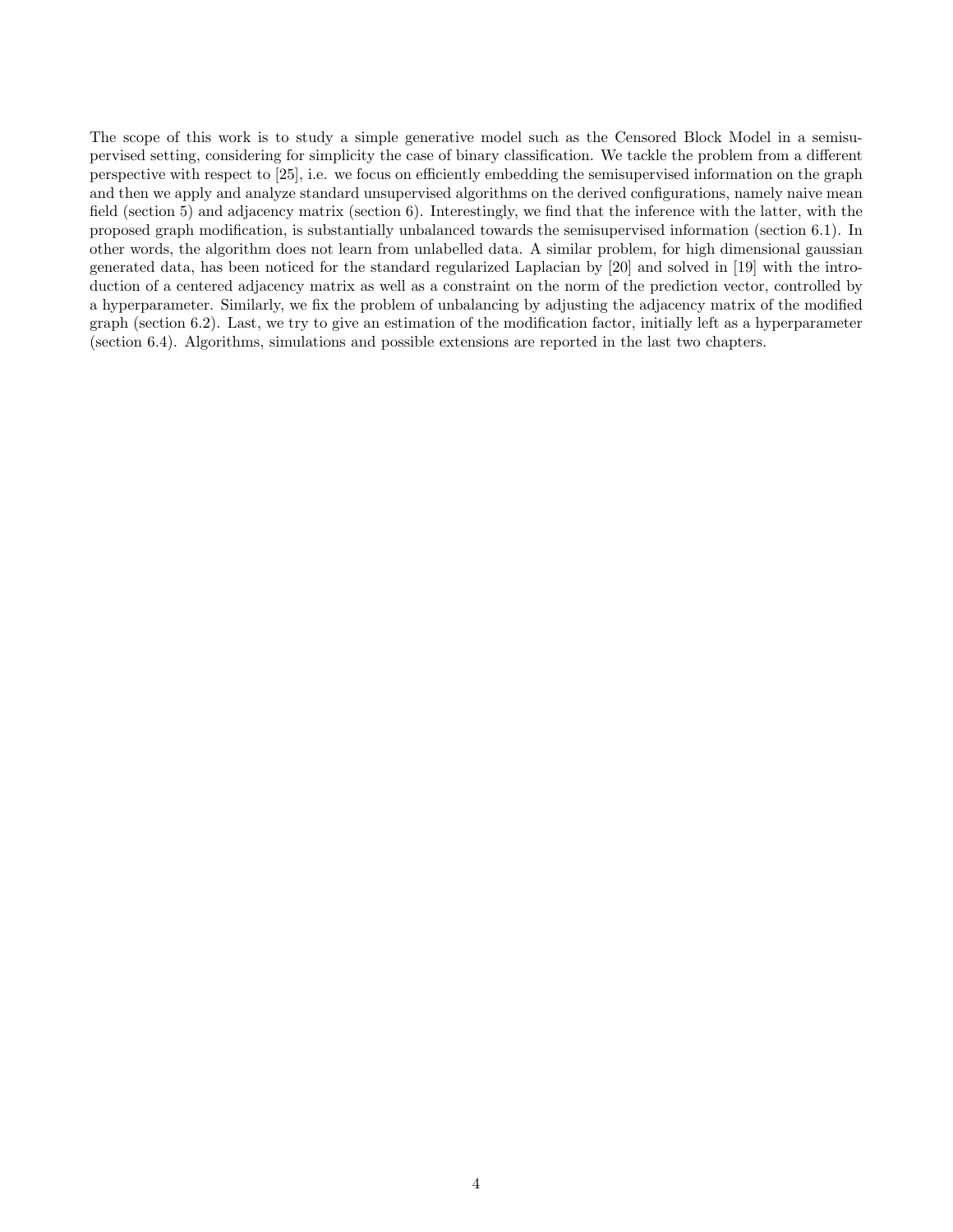The scope of this work is to study a simple generative model such as the Censored Block Model in a semisupervised setting, considering for simplicity the case of binary classification. We tackle the problem from a different perspective with respect to [25], i.e. we focus on efficiently embedding the semisupervised information on the graph and then we apply and analyze standard unsupervised algorithms on the derived configurations, namely naive mean field (section 5) and adjacency matrix (section 6). Interestingly, we find that the inference with the latter, with the proposed graph modification, is substantially unbalanced towards the semisupervised information (section 6.1). In other words, the algorithm does not learn from unlabelled data. A similar problem, for high dimensional gaussian generated data, has been noticed for the standard regularized Laplacian by [20] and solved in [19] with the introduction of a centered adjacency matrix as well as a constraint on the norm of the prediction vector, controlled by a hyperparameter. Similarly, we fix the problem of unbalancing by adjusting the adjacency matrix of the modified graph (section 6.2). Last, we try to give an estimation of the modification factor, initially left as a hyperparameter (section 6.4). Algorithms, simulations and possible extensions are reported in the last two chapters.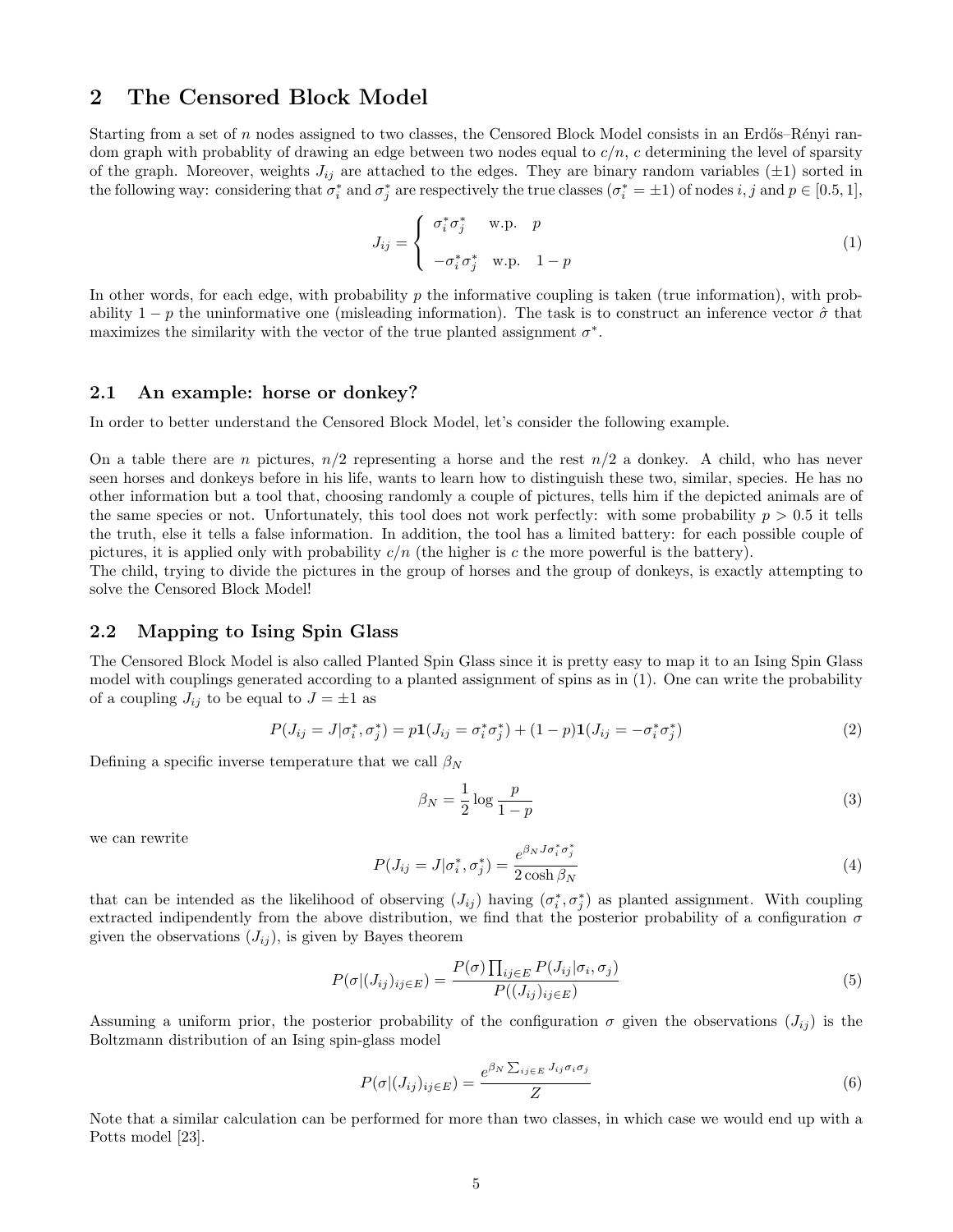## 2 The Censored Block Model

Starting from a set of $n$ nodes assigned to two classes, the Censored Block Model consists in an Erdős–Rényi random graph with probablity of drawing an edge between two nodes equal to $c/n$, $c$ determining the level of sparsity of the graph. Moreover, weights $J_{ij}$ are attached to the edges. They are binary random variables ($\pm 1$) sorted in the following way: considering that $\sigma_i^*$ and $\sigma_j^*$ are respectively the true classes ($\sigma_i^* = \pm 1$) of nodes $i, j$ and $p \in [0.5, 1]$,

$$J_{ij} = \begin{cases} \sigma_i^* \sigma_j^* & \text{w.p.} \quad p \\ -\sigma_i^* \sigma_j^* & \text{w.p.} \quad 1-p \end{cases} \tag{1}$$

In other words, for each edge, with probability $p$ the informative coupling is taken (true information), with probability $1-p$ the uninformative one (misleading information). The task is to construct an inference vector $\hat{\sigma}$ that maximizes the similarity with the vector of the true planted assignment $\sigma^*$.

### 2.1 An example: horse or donkey?

In order to better understand the Censored Block Model, let's consider the following example.

On a table there are $n$ pictures, $n/2$ representing a horse and the rest $n/2$ a donkey. A child, who has never seen horses and donkeys before in his life, wants to learn how to distinguish these two, similar, species. He has no other information but a tool that, choosing randomly a couple of pictures, tells him if the depicted animals are of the same species or not. Unfortunately, this tool does not work perfectly: with some probability $p > 0.5$ it tells the truth, else it tells a false information. In addition, the tool has a limited battery: for each possible couple of pictures, it is applied only with probability $c/n$ (the higher is $c$ the more powerful is the battery).
The child, trying to divide the pictures in the group of horses and the group of donkeys, is exactly attempting to solve the Censored Block Model!

### 2.2 Mapping to Ising Spin Glass

The Censored Block Model is also called Planted Spin Glass since it is pretty easy to map it to an Ising Spin Glass model with couplings generated according to a planted assignment of spins as in (1). One can write the probability of a coupling $J_{ij}$ to be equal to $J = \pm 1$ as

$$P(J_{ij} = J | \sigma_i^*, \sigma_j^*) = p\mathbf{1}(J_{ij} = \sigma_i^* \sigma_j^*) + (1-p)\mathbf{1}(J_{ij} = -\sigma_i^* \sigma_j^*) \tag{2}$$

Defining a specific inverse temperature that we call $\beta_N$

$$\beta_N = \frac{1}{2} \log \frac{p}{1-p} \tag{3}$$

we can rewrite

$$P(J_{ij} = J | \sigma_i^*, \sigma_j^*) = \frac{e^{\beta_N J \sigma_i^* \sigma_j^*}}{2 \cosh \beta_N} \tag{4}$$

that can be intended as the likelihood of observing $(J_{ij})$ having $(\sigma_i^*, \sigma_j^*)$ as planted assignment. With coupling extracted indipendently from the above distribution, we find that the posterior probability of a configuration $\sigma$ given the observations $(J_{ij})$, is given by Bayes theorem

$$P(\sigma | (J_{ij})_{ij \in E}) = \frac{P(\sigma) \prod_{ij \in E} P(J_{ij} | \sigma_i, \sigma_j)}{P((J_{ij})_{ij \in E})} \tag{5}$$

Assuming a uniform prior, the posterior probability of the configuration $\sigma$ given the observations $(J_{ij})$ is the Boltzmann distribution of an Ising spin-glass model

$$P(\sigma | (J_{ij})_{ij \in E}) = \frac{e^{\beta_N \sum_{ij \in E} J_{ij} \sigma_i \sigma_j}}{Z} \tag{6}$$

Note that a similar calculation can be performed for more than two classes, in which case we would end up with a Potts model [23].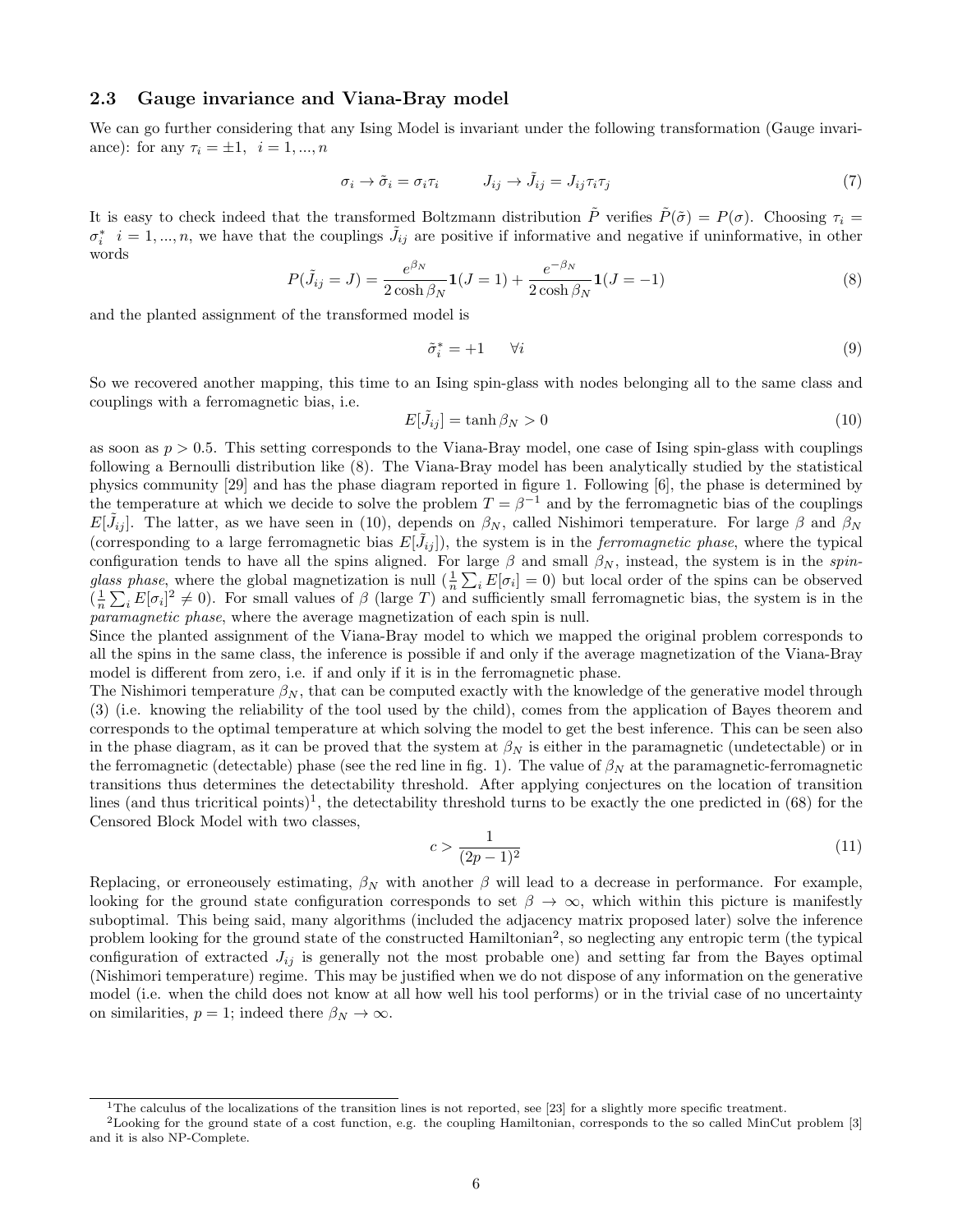### 2.3 Gauge invariance and Viana-Bray model

We can go further considering that any Ising Model is invariant under the following transformation (Gauge invariance): for any $\tau_i = \pm 1, \ \ i = 1, ..., n$

$$
\sigma_i \to \tilde{\sigma}_i = \sigma_i \tau_i \qquad J_{ij} \to \tilde{J}_{ij} = J_{ij} \tau_i \tau_j \tag{7}
$$

It is easy to check indeed that the transformed Boltzmann distribution $\tilde{P}$ verifies $\tilde{P}(\tilde{\sigma}) = P(\sigma)$. Choosing $\tau_i = \sigma_i^* \ \ i = 1, ..., n$, we have that the couplings $\tilde{J}_{ij}$ are positive if informative and negative if uninformative, in other words

$$
P(\tilde{J}_{ij} = J) = \frac{e^{\beta_N}}{2\cosh \beta_N} \mathbf{1}(J = 1) + \frac{e^{-\beta_N}}{2\cosh \beta_N} \mathbf{1}(J = -1) \tag{8}
$$

and the planted assignment of the transformed model is

$$
\tilde{\sigma}_i^* = +1 \qquad \forall i \tag{9}
$$

So we recovered another mapping, this time to an Ising spin-glass with nodes belonging all to the same class and couplings with a ferromagnetic bias, i.e.

$$
E[\tilde{J}_{ij}] = \tanh \beta_N > 0 \tag{10}
$$

as soon as $p > 0.5$. This setting corresponds to the Viana-Bray model, one case of Ising spin-glass with couplings following a Bernoulli distribution like (8). The Viana-Bray model has been analytically studied by the statistical physics community [29] and has the phase diagram reported in figure 1. Following [6], the phase is determined by the temperature at which we decide to solve the problem $T = \beta^{-1}$ and by the ferromagnetic bias of the couplings $E[\tilde{J}_{ij}]$. The latter, as we have seen in (10), depends on $\beta_N$, called Nishimori temperature. For large $\beta$ and $\beta_N$ (corresponding to a large ferromagnetic bias $E[\tilde{J}_{ij}]$), the system is in the *ferromagnetic phase*, where the typical configuration tends to have all the spins aligned. For large $\beta$ and small $\beta_N$, instead, the system is in the *spin-glass phase*, where the global magnetization is null ($\frac{1}{n}\sum_i E[\sigma_i] = 0$) but local order of the spins can be observed ($\frac{1}{n}\sum_i E[\sigma_i]^2 \neq 0$). For small values of $\beta$ (large $T$) and sufficiently small ferromagnetic bias, the system is in the *paramagnetic phase*, where the average magnetization of each spin is null.

Since the planted assignment of the Viana-Bray model to which we mapped the original problem corresponds to all the spins in the same class, the inference is possible if and only if the average magnetization of the Viana-Bray model is different from zero, i.e. if and only if it is in the ferromagnetic phase.

The Nishimori temperature $\beta_N$, that can be computed exactly with the knowledge of the generative model through (3) (i.e. knowing the reliability of the tool used by the child), comes from the application of Bayes theorem and corresponds to the optimal temperature at which solving the model to get the best inference. This can be seen also in the phase diagram, as it can be proved that the system at $\beta_N$ is either in the paramagnetic (undetectable) or in the ferromagnetic (detectable) phase (see the red line in fig. 1). The value of $\beta_N$ at the paramagnetic-ferromagnetic transitions thus determines the detectability threshold. After applying conjectures on the location of transition lines (and thus tricritical points)[1], the detectability threshold turns to be exactly the one predicted in (68) for the Censored Block Model with two classes,

$$
c > \frac{1}{(2p-1)^2} \tag{11}
$$

Replacing, or erroneously estimating, $\beta_N$ with another $\beta$ will lead to a decrease in performance. For example, looking for the ground state configuration corresponds to set $\beta \to \infty$, which within this picture is manifestly suboptimal. This being said, many algorithms (included the adjacency matrix proposed later) solve the inference problem looking for the ground state of the constructed Hamiltonian[2], so neglecting any entropic term (the typical configuration of extracted $J_{ij}$ is generally not the most probable one) and setting far from the Bayes optimal (Nishimori temperature) regime. This may be justified when we do not dispose of any information on the generative model (i.e. when the child does not know at all how well his tool performs) or in the trivial case of no uncertainty on similarities, $p = 1$; indeed there $\beta_N \to \infty$.

---

[1] The calculus of the localizations of the transition lines is not reported, see [23] for a slightly more specific treatment.

[2] Looking for the ground state of a cost function, e.g. the coupling Hamiltonian, corresponds to the so called MinCut problem [3] and it is also NP-Complete.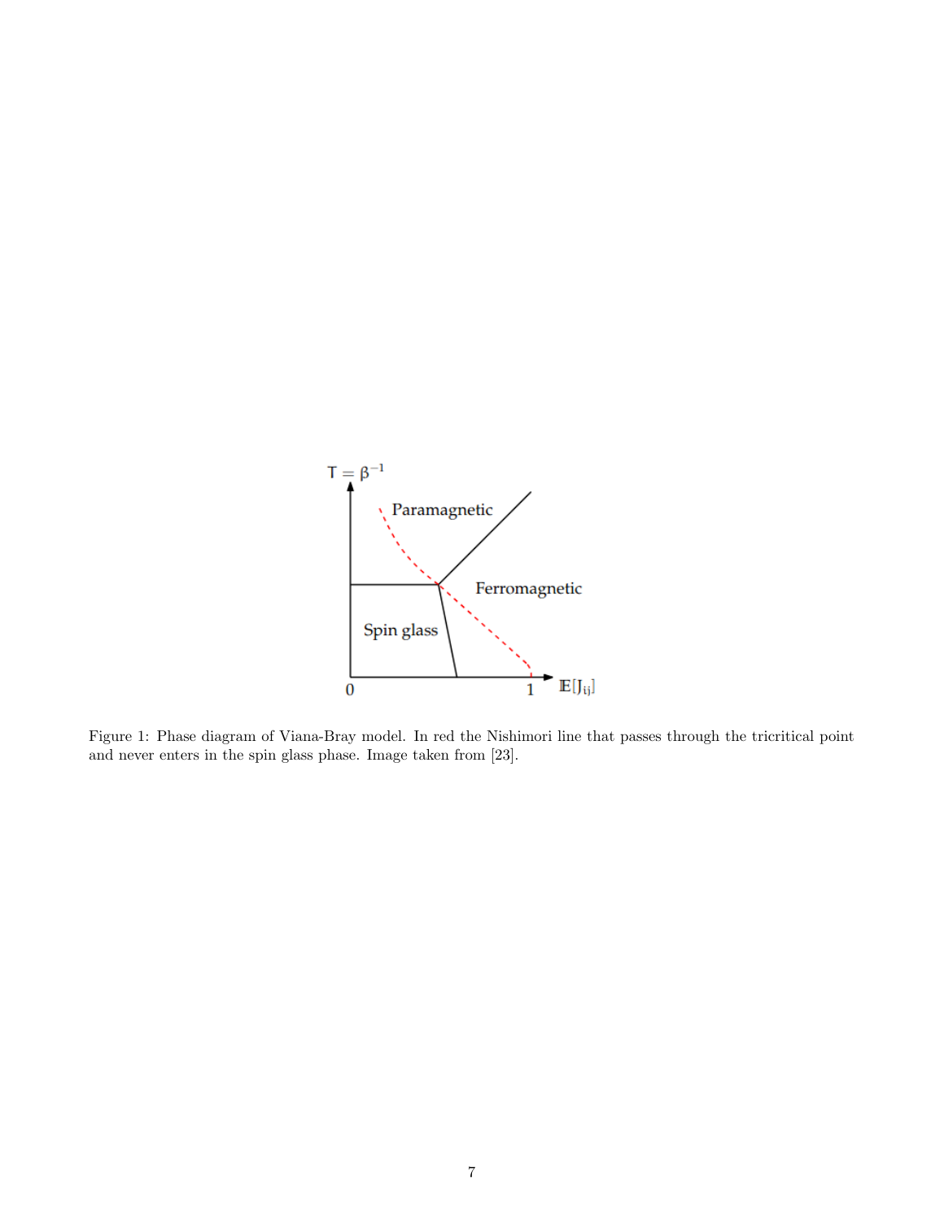Figure 1: Phase diagram of Viana-Bray model. In red the Nishimori line that passes through the tricritical point and never enters in the spin glass phase. Image taken from [23].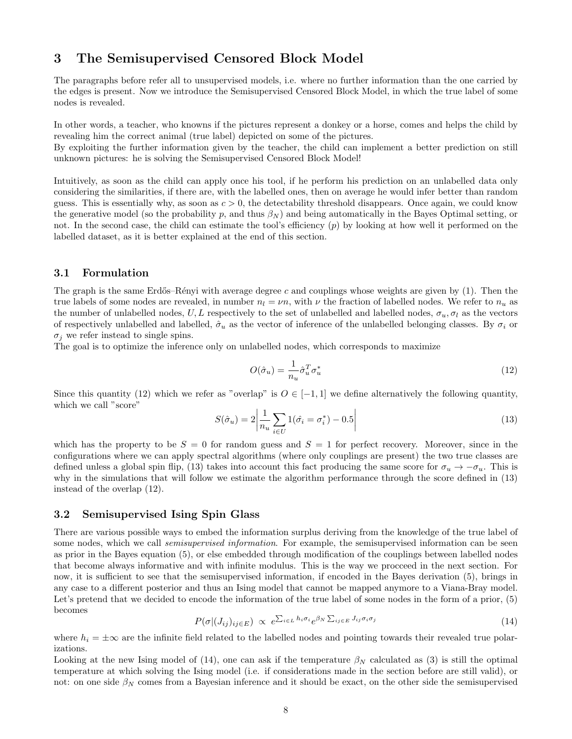## 3 The Semisupervised Censored Block Model

The paragraphs before refer all to unsupervised models, i.e. where no further information than the one carried by the edges is present. Now we introduce the Semisupervised Censored Block Model, in which the true label of some nodes is revealed.

In other words, a teacher, who knowns if the pictures represent a donkey or a horse, comes and helps the child by revealing him the correct animal (true label) depicted on some of the pictures.
By exploiting the further information given by the teacher, the child can implement a better prediction on still unknown pictures: he is solving the Semisupervised Censored Block Model!

Intuitively, as soon as the child can apply once his tool, if he perform his prediction on an unlabelled data only considering the similarities, if there are, with the labelled ones, then on average he would infer better than random guess. This is essentially why, as soon as $c > 0$, the detectability threshold disappears. Once again, we could know the generative model (so the probability $p$, and thus $\beta_N$) and being automatically in the Bayes Optimal setting, or not. In the second case, the child can estimate the tool's efficiency ($p$) by looking at how well it performed on the labelled dataset, as it is better explained at the end of this section.

### 3.1 Formulation

The graph is the same Erdős–Rényi with average degree $c$ and couplings whose weights are given by (1). Then the true labels of some nodes are revealed, in number $n_l = \nu n$, with $\nu$ the fraction of labelled nodes. We refer to $n_u$ as the number of unlabelled nodes, $U, L$ respectively to the set of unlabelled and labelled nodes, $\sigma_u, \sigma_l$ as the vectors of respectively unlabelled and labelled, $\hat{\sigma}_u$ as the vector of inference of the unlabelled belonging classes. By $\sigma_i$ or $\sigma_j$ we refer instead to single spins.
The goal is to optimize the inference only on unlabelled nodes, which corresponds to maximize

$$O(\hat{\sigma}_u) = \frac{1}{n_u} \hat{\sigma}_u^T \sigma_u^* \tag{12}$$

Since this quantity (12) which we refer as "overlap" is $O \in [-1, 1]$ we define alternatively the following quantity, which we call "score"

$$S(\hat{\sigma}_u) = 2 \left| \frac{1}{n_u} \sum_{i \in U} 1(\hat{\sigma_i} = \sigma_i^*) - 0.5 \right| \tag{13}$$

which has the property to be $S = 0$ for random guess and $S = 1$ for perfect recovery. Moreover, since in the configurations where we can apply spectral algorithms (where only couplings are present) the two true classes are defined unless a global spin flip, (13) takes into account this fact producing the same score for $\sigma_u \to -\sigma_u$. This is why in the simulations that will follow we estimate the algorithm performance through the score defined in (13) instead of the overlap (12).

### 3.2 Semisupervised Ising Spin Glass

There are various possible ways to embed the information surplus deriving from the knowledge of the true label of some nodes, which we call *semisupervised information*. For example, the semisupervised information can be seen as prior in the Bayes equation (5), or else embedded through modification of the couplings between labelled nodes that become always informative and with infinite modulus. This is the way we procceed in the next section. For now, it is sufficient to see that the semisupervised information, if encoded in the Bayes derivation (5), brings in any case to a different posterior and thus an Ising model that cannot be mapped anymore to a Viana-Bray model. Let's pretend that we decided to encode the information of the true label of some nodes in the form of a prior, (5) becomes

$$P(\sigma | (J_{ij})_{ij \in E}) \propto e^{\sum_{i \in L} h_i \sigma_i} e^{\beta_N \sum_{ij \in E} J_{ij} \sigma_i \sigma_j} \tag{14}$$

where $h_i = \pm\infty$ are the infinite field related to the labelled nodes and pointing towards their revealed true polarizations.
Looking at the new Ising model of (14), one can ask if the temperature $\beta_N$ calculated as (3) is still the optimal temperature at which solving the Ising model (i.e. if considerations made in the section before are still valid), or not: on one side $\beta_N$ comes from a Bayesian inference and it should be exact, on the other side the semisupervised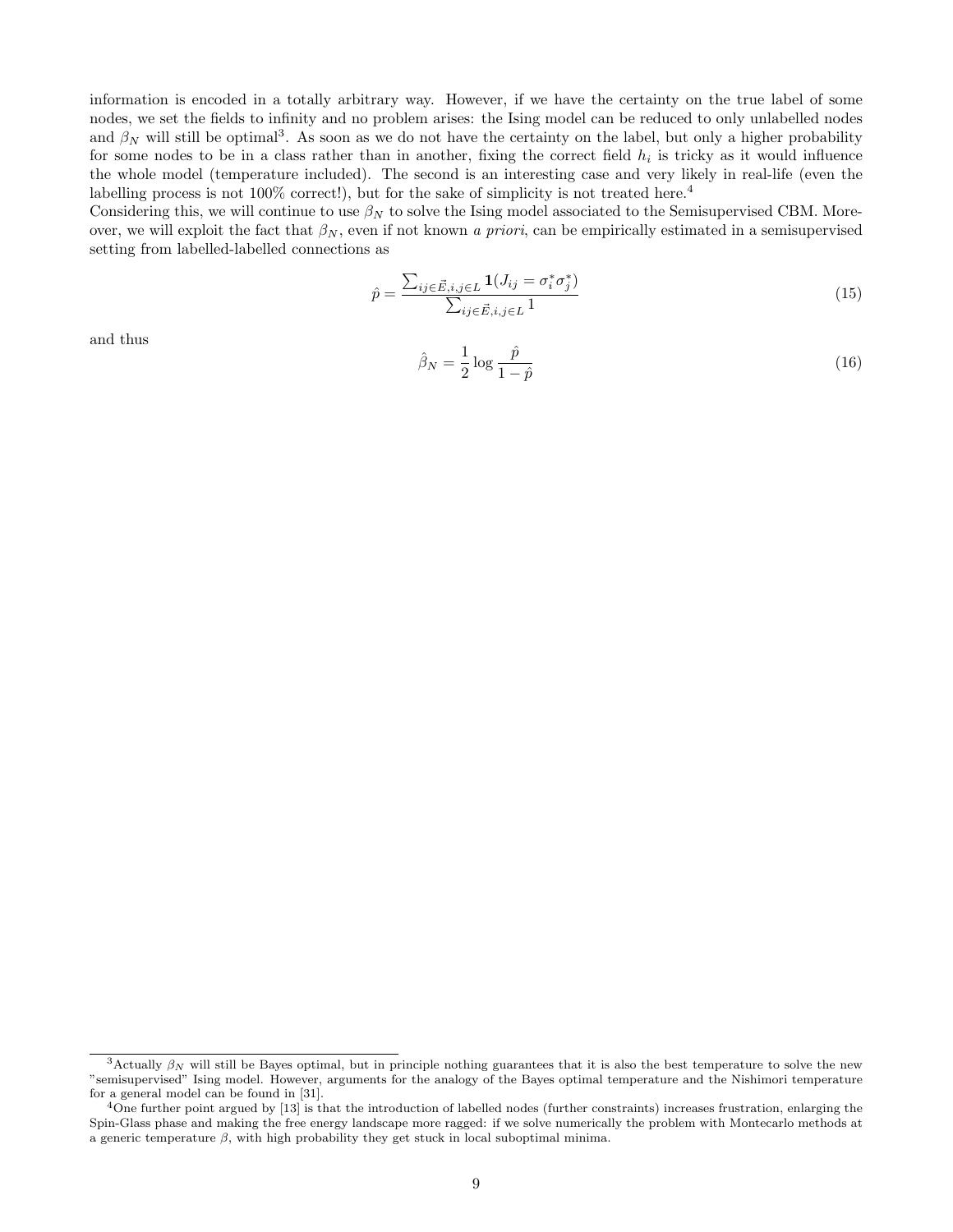information is encoded in a totally arbitrary way. However, if we have the certainty on the true label of some nodes, we set the fields to infinity and no problem arises: the Ising model can be reduced to only unlabelled nodes and $\beta_N$ will still be optimal[3]. As soon as we do not have the certainty on the label, but only a higher probability for some nodes to be in a class rather than in another, fixing the correct field $h_i$ is tricky as it would influence the whole model (temperature included). The second is an interesting case and very likely in real-life (even the labelling process is not 100% correct!), but for the sake of simplicity is not treated here.[4]

Considering this, we will continue to use $\beta_N$ to solve the Ising model associated to the Semisupervised CBM. Moreover, we will exploit the fact that $\beta_N$, even if not known *a priori*, can be empirically estimated in a semisupervised setting from labelled-labelled connections as

$$\hat{p} = \frac{\sum_{ij \in \vec{E}, i,j \in L} \mathbf{1}(J_{ij} = \sigma_i^* \sigma_j^*)}{\sum_{ij \in \vec{E}, i,j \in L} 1} \tag{15}$$

and thus

$$\hat{\beta}_N = \frac{1}{2} \log \frac{\hat{p}}{1 - \hat{p}} \tag{16}$$

[3] Actually $\beta_N$ will still be Bayes optimal, but in principle nothing guarantees that it is also the best temperature to solve the new "semisupervised" Ising model. However, arguments for the analogy of the Bayes optimal temperature and the Nishimori temperature for a general model can be found in [31].

[4] One further point argued by [13] is that the introduction of labelled nodes (further constraints) increases frustration, enlarging the Spin-Glass phase and making the free energy landscape more ragged: if we solve numerically the problem with Montecarlo methods at a generic temperature $\beta$, with high probability they get stuck in local suboptimal minima.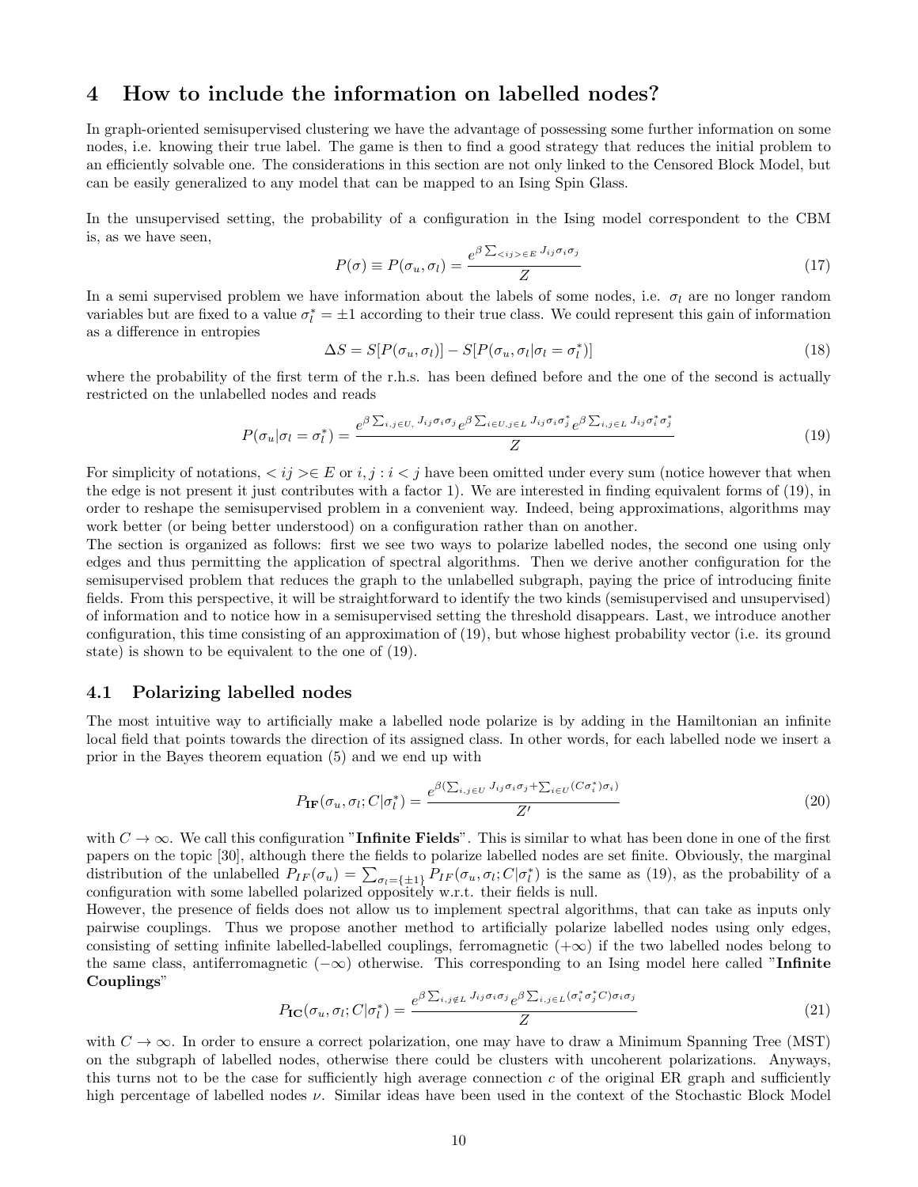## 4 How to include the information on labelled nodes?

In graph-oriented semisupervised clustering we have the advantage of possessing some further information on some nodes, i.e. knowing their true label. The game is then to find a good strategy that reduces the initial problem to an efficiently solvable one. The considerations in this section are not only linked to the Censored Block Model, but can be easily generalized to any model that can be mapped to an Ising Spin Glass.

In the unsupervised setting, the probability of a configuration in the Ising model correspondent to the CBM is, as we have seen,

$$P(\sigma) \equiv P(\sigma_u, \sigma_l) = \frac{e^{\beta \sum_{<ij> \in E} J_{ij}\sigma_i\sigma_j}}{Z} \tag{17}$$

In a semi supervised problem we have information about the labels of some nodes, i.e. $\sigma_l$ are no longer random variables but are fixed to a value $\sigma_l^* = \pm 1$ according to their true class. We could represent this gain of information as a difference in entropies

$$\Delta S = S[P(\sigma_u, \sigma_l)] - S[P(\sigma_u, \sigma_l | \sigma_l = \sigma_l^*)] \tag{18}$$

where the probability of the first term of the r.h.s. has been defined before and the one of the second is actually restricted on the unlabelled nodes and reads

$$P(\sigma_u | \sigma_l = \sigma_l^*) = \frac{e^{\beta \sum_{i,j \in U,} J_{ij}\sigma_i\sigma_j} e^{\beta \sum_{i \in U, j \in L} J_{ij}\sigma_i\sigma_j^*} e^{\beta \sum_{i,j \in L} J_{ij}\sigma_i^*\sigma_j^*}}{Z} \tag{19}$$

For simplicity of notations, $<ij> \in E$ or $i,j : i<j$ have been omitted under every sum (notice however that when the edge is not present it just contributes with a factor 1). We are interested in finding equivalent forms of (19), in order to reshape the semisupervised problem in a convenient way. Indeed, being approximations, algorithms may work better (or being better understood) on a configuration rather than on another.

The section is organized as follows: first we see two ways to polarize labelled nodes, the second one using only edges and thus permitting the application of spectral algorithms. Then we derive another configuration for the semisupervised problem that reduces the graph to the unlabelled subgraph, paying the price of introducing finite fields. From this perspective, it will be straightforward to identify the two kinds (semisupervised and unsupervised) of information and to notice how in a semisupervised setting the threshold disappears. Last, we introduce another configuration, this time consisting of an approximation of (19), but whose highest probability vector (i.e. its ground state) is shown to be equivalent to the one of (19).

### 4.1 Polarizing labelled nodes

The most intuitive way to artificially make a labelled node polarize is by adding in the Hamiltonian an infinite local field that points towards the direction of its assigned class. In other words, for each labelled node we insert a prior in the Bayes theorem equation (5) and we end up with

$$P_{\mathbf{IF}}(\sigma_u, \sigma_l; C | \sigma_l^*) = \frac{e^{\beta(\sum_{i,j \in U} J_{ij}\sigma_i\sigma_j + \sum_{i \in U}(C\sigma_i^*)\sigma_i)}}{Z'} \tag{20}$$

with $C \to \infty$. We call this configuration "**Infinite Fields**". This is similar to what has been done in one of the first papers on the topic [30], although there the fields to polarize labelled nodes are set finite. Obviously, the marginal distribution of the unlabelled $P_{IF}(\sigma_u) = \sum_{\sigma_l = \{\pm 1\}} P_{IF}(\sigma_u, \sigma_l; C | \sigma_l^*)$ is the same as (19), as the probability of a configuration with some labelled polarized oppositely w.r.t. their fields is null.

However, the presence of fields does not allow us to implement spectral algorithms, that can take as inputs only pairwise couplings. Thus we propose another method to artificially polarize labelled nodes using only edges, consisting of setting infinite labelled-labelled couplings, ferromagnetic ($+\infty$) if the two labelled nodes belong to the same class, antiferromagnetic ($-\infty$) otherwise. This corresponding to an Ising model here called "**Infinite Couplings**"

$$P_{\mathbf{IC}}(\sigma_u, \sigma_l; C | \sigma_l^*) = \frac{e^{\beta \sum_{i,j \notin L} J_{ij}\sigma_i\sigma_j} e^{\beta \sum_{i,j \in L}(\sigma_i^*\sigma_j^* C)\sigma_i\sigma_j}}{Z} \tag{21}$$

with $C \to \infty$. In order to ensure a correct polarization, one may have to draw a Minimum Spanning Tree (MST) on the subgraph of labelled nodes, otherwise there could be clusters with uncoherent polarizations. Anyways, this turns not to be the case for sufficiently high average connection $c$ of the original ER graph and sufficiently high percentage of labelled nodes $\nu$. Similar ideas have been used in the context of the Stochastic Block Model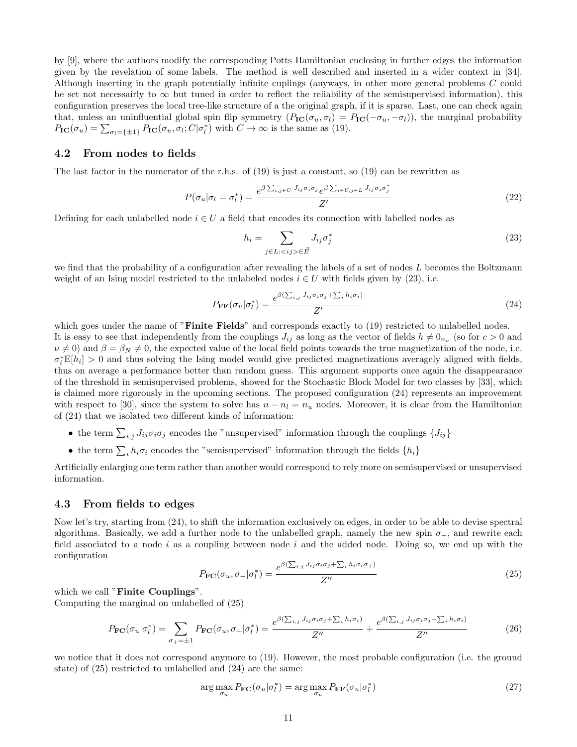by [9], where the authors modify the corresponding Potts Hamiltonian enclosing in further edges the information given by the revelation of some labels. The method is well described and inserted in a wider context in [34]. Although inserting in the graph potentially infinite cuplings (anyways, in other more general problems $C$ could be set not necessairly to $\infty$ but tuned in order to reflect the reliability of the semisupervised information), this configuration preserves the local tree-like structure of a the original graph, if it is sparse. Last, one can check again that, unless an uninfluential global spin flip symmetry ($P_{\mathbf{IC}}(\sigma_u, \sigma_l) = P_{\mathbf{IC}}(-\sigma_u, -\sigma_l)$), the marginal probability $P_{\mathbf{IC}}(\sigma_u) = \sum_{\sigma_l=\{\pm 1\}} P_{\mathbf{IC}}(\sigma_u, \sigma_l; C|\sigma_l^*)$ with $C \to \infty$ is the same as (19).

## 4.2 From nodes to fields

The last factor in the numerator of the r.h.s. of (19) is just a constant, so (19) can be rewritten as

$$P(\sigma_u|\sigma_l = \sigma_l^*) = \frac{e^{\beta \sum_{i,j\in U} J_{ij}\sigma_i\sigma_j} e^{\beta \sum_{i\in U, j\in L} J_{ij}\sigma_i\sigma_j^*}}{Z'} \tag{22}$$

Defining for each unlabelled node $i \in U$ a field that encodes its connection with labelled nodes as

$$h_i = \sum_{j\in L: <ij>\in \vec{E}} J_{ij}\sigma_j^* \tag{23}$$

we find that the probability of a configuration after revealing the labels of a set of nodes $L$ becomes the Boltzmann weight of an Ising model restricted to the unlabeled nodes $i \in U$ with fields given by (23), i.e.

$$P_{\mathbf{FF}}(\sigma_u|\sigma_l^*) = \frac{e^{\beta(\sum_{i,j} J_{ij}\sigma_i\sigma_j + \sum_i h_i\sigma_i)}}{Z'} \tag{24}$$

which goes under the name of "**Finite Fields**" and corresponds exactly to (19) restricted to unlabelled nodes.
It is easy to see that independently from the couplings $J_{ij}$ as long as the vector of fields $h \neq 0_{n_u}$ (so for $c > 0$ and $\nu \neq 0$) and $\beta = \beta_N \neq 0$, the expected value of the local field points towards the true magnetization of the node, i.e. $\sigma_i^* \mathrm{E}[h_i] > 0$ and thus solving the Ising model would give predicted magnetizations averagely aligned with fields, thus on average a performance better than random guess. This argument supports once again the disappearance of the threshold in semisupervised problems, showed for the Stochastic Block Model for two classes by [33], which is claimed more rigorously in the upcoming sections. The proposed configuration (24) represents an improvement with respect to [30], since the system to solve has $n - n_l = n_u$ nodes. Moreover, it is clear from the Hamiltonian of (24) that we isolated two different kinds of information:

- the term $\sum_{i,j} J_{ij}\sigma_i\sigma_j$ encodes the "unsupervised" information through the couplings $\{J_{ij}\}$
- the term $\sum_i h_i\sigma_i$ encodes the "semisupervised" information through the fields $\{h_i\}$

Artificially enlarging one term rather than another would correspond to rely more on semisupervised or unsupervised information.

## 4.3 From fields to edges

Now let's try, starting from (24), to shift the information exclusively on edges, in order to be able to devise spectral algorithms. Basically, we add a further node to the unlabelled graph, namely the new spin $\sigma_+$, and rewrite each field associated to a node $i$ as a coupling between node $i$ and the added node. Doing so, we end up with the configuration

$$P_{\mathbf{FC}}(\sigma_u, \sigma_+|\sigma_l^*) = \frac{e^{\beta(\sum_{i,j} J_{ij}\sigma_i\sigma_j + \sum_i h_i\sigma_i\sigma_+)}}{Z''} \tag{25}$$

which we call "**Finite Couplings**".
Computing the marginal on unlabelled of (25)

$$P_{\mathbf{FC}}(\sigma_u|\sigma_l^*) = \sum_{\sigma_+=\pm 1} P_{\mathbf{FC}}(\sigma_u, \sigma_+|\sigma_l^*) = \frac{e^{\beta(\sum_{i,j} J_{ij}\sigma_i\sigma_j + \sum_i h_i\sigma_i)}}{Z''} + \frac{e^{\beta(\sum_{i,j} J_{ij}\sigma_i\sigma_j - \sum_i h_i\sigma_i)}}{Z''} \tag{26}$$

we notice that it does not correspond anymore to (19). However, the most probable configuration (i.e. the ground state) of (25) restricted to unlabelled and (24) are the same:

$$\arg\max_{\sigma_u} P_{\mathbf{FC}}(\sigma_u|\sigma_l^*) = \arg\max_{\sigma_u} P_{\mathbf{FF}}(\sigma_u|\sigma_l^*) \tag{27}$$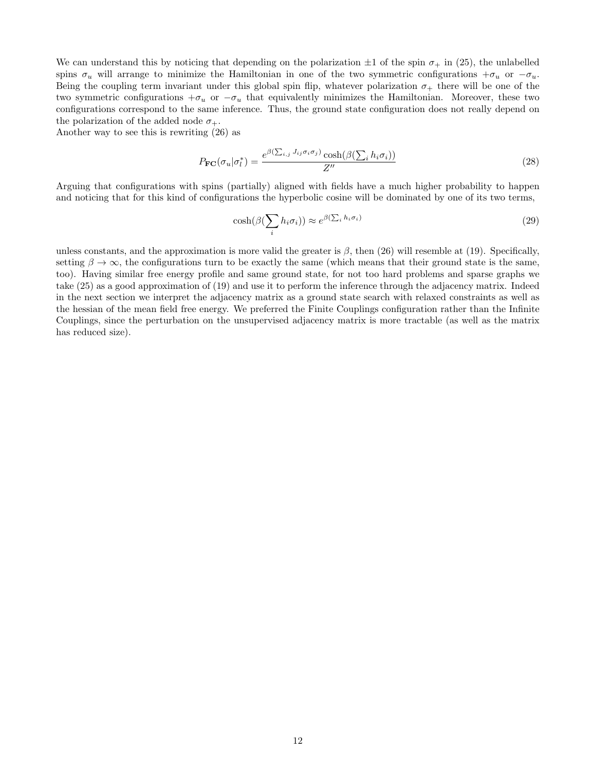We can understand this by noticing that depending on the polarization $\pm 1$ of the spin $\sigma_+$ in (25), the unlabelled spins $\sigma_u$ will arrange to minimize the Hamiltonian in one of the two symmetric configurations $+\sigma_u$ or $-\sigma_u$. Being the coupling term invariant under this global spin flip, whatever polarization $\sigma_+$ there will be one of the two symmetric configurations $+\sigma_u$ or $-\sigma_u$ that equivalently minimizes the Hamiltonian. Moreover, these two configurations correspond to the same inference. Thus, the ground state configuration does not really depend on the polarization of the added node $\sigma_+$.

Another way to see this is rewriting (26) as

$$P_{\mathbf{FC}}(\sigma_u|\sigma_l^*) = \frac{e^{\beta(\sum_{i,j} J_{ij}\sigma_i\sigma_j)}\cosh(\beta(\sum_i h_i\sigma_i))}{Z''} \tag{28}$$

Arguing that configurations with spins (partially) aligned with fields have a much higher probability to happen and noticing that for this kind of configurations the hyperbolic cosine will be dominated by one of its two terms,

$$\cosh(\beta(\sum_i h_i\sigma_i)) \approx e^{\beta(\sum_i h_i\sigma_i)} \tag{29}$$

unless constants, and the approximation is more valid the greater is $\beta$, then (26) will resemble at (19). Specifically, setting $\beta \to \infty$, the configurations turn to be exactly the same (which means that their ground state is the same, too). Having similar free energy profile and same ground state, for not too hard problems and sparse graphs we take (25) as a good approximation of (19) and use it to perform the inference through the adjacency matrix. Indeed in the next section we interpret the adjacency matrix as a ground state search with relaxed constraints as well as the hessian of the mean field free energy. We preferred the Finite Couplings configuration rather than the Infinite Couplings, since the perturbation on the unsupervised adjacency matrix is more tractable (as well as the matrix has reduced size).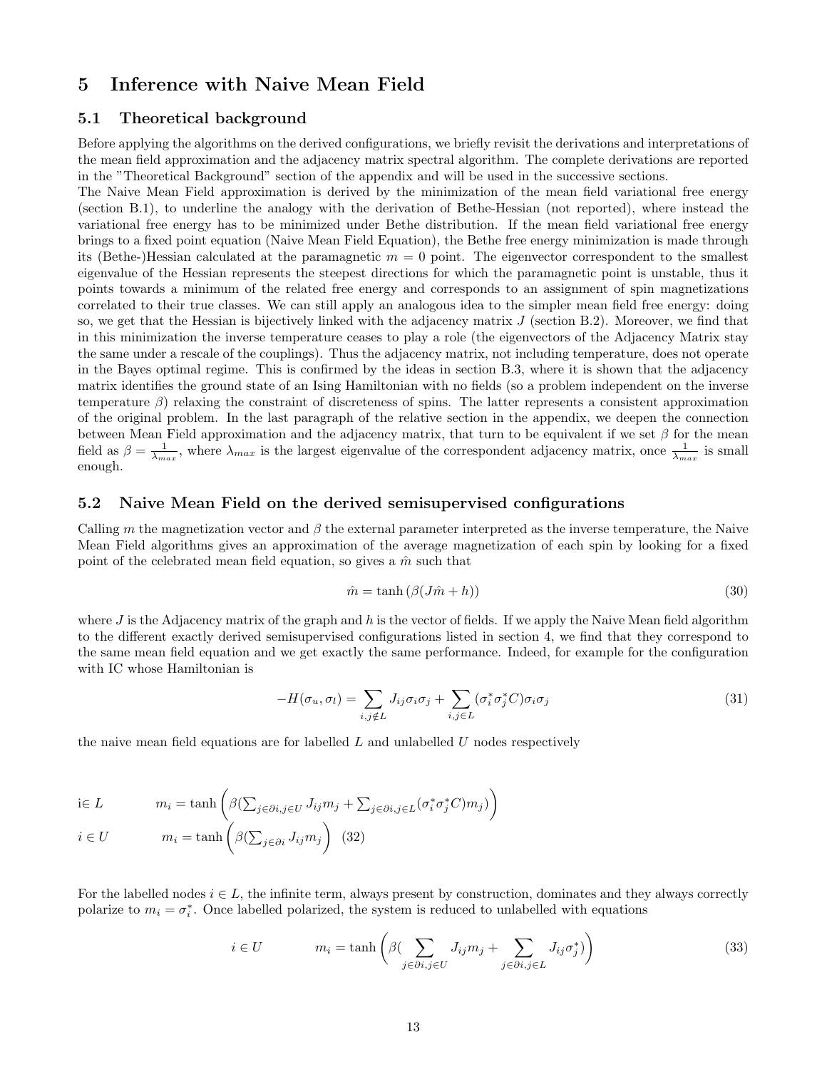# 5 Inference with Naive Mean Field

## 5.1 Theoretical background

Before applying the algorithms on the derived configurations, we briefly revisit the derivations and interpretations of the mean field approximation and the adjacency matrix spectral algorithm. The complete derivations are reported in the "Theoretical Background" section of the appendix and will be used in the successive sections.
The Naive Mean Field approximation is derived by the minimization of the mean field variational free energy (section B.1), to underline the analogy with the derivation of Bethe-Hessian (not reported), where instead the variational free energy has to be minimized under Bethe distribution. If the mean field variational free energy brings to a fixed point equation (Naive Mean Field Equation), the Bethe free energy minimization is made through its (Bethe-)Hessian calculated at the paramagnetic $m = 0$ point. The eigenvector correspondent to the smallest eigenvalue of the Hessian represents the steepest directions for which the paramagnetic point is unstable, thus it points towards a minimum of the related free energy and corresponds to an assignment of spin magnetizations correlated to their true classes. We can still apply an analogous idea to the simpler mean field free energy: doing so, we get that the Hessian is bijectively linked with the adjacency matrix $J$ (section B.2). Moreover, we find that in this minimization the inverse temperature ceases to play a role (the eigenvectors of the Adjacency Matrix stay the same under a rescale of the couplings). Thus the adjacency matrix, not including temperature, does not operate in the Bayes optimal regime. This is confirmed by the ideas in section B.3, where it is shown that the adjacency matrix identifies the ground state of an Ising Hamiltonian with no fields (so a problem independent on the inverse temperature $\beta$) relaxing the constraint of discreteness of spins. The latter represents a consistent approximation of the original problem. In the last paragraph of the relative section in the appendix, we deepen the connection between Mean Field approximation and the adjacency matrix, that turn to be equivalent if we set $\beta$ for the mean field as $\beta = \frac{1}{\lambda_{max}}$, where $\lambda_{max}$ is the largest eigenvalue of the correspondent adjacency matrix, once $\frac{1}{\lambda_{max}}$ is small enough.

## 5.2 Naive Mean Field on the derived semisupervised configurations

Calling $m$ the magnetization vector and $\beta$ the external parameter interpreted as the inverse temperature, the Naive Mean Field algorithms gives an approximation of the average magnetization of each spin by looking for a fixed point of the celebrated mean field equation, so gives a $\hat{m}$ such that

$$\hat{m} = \tanh\left(\beta(J\hat{m} + h)\right) \tag{30}$$

where $J$ is the Adjacency matrix of the graph and $h$ is the vector of fields. If we apply the Naive Mean field algorithm to the different exactly derived semisupervised configurations listed in section 4, we find that they correspond to the same mean field equation and we get exactly the same performance. Indeed, for example for the configuration with IC whose Hamiltonian is

$$-H(\sigma_u, \sigma_l) = \sum_{i,j \notin L} J_{ij}\sigma_i\sigma_j + \sum_{i,j \in L} (\sigma_i^*\sigma_j^* C)\sigma_i\sigma_j \tag{31}$$

the naive mean field equations are for labelled $L$ and unlabelled $U$ nodes respectively

$$i \in L \qquad m_i = \tanh\left(\beta(\textstyle\sum_{j\in\partial i, j\in U} J_{ij}m_j + \sum_{j\in\partial i, j\in L}(\sigma_i^*\sigma_j^* C)m_j)\right)$$

$$i \in U \qquad m_i = \tanh\left(\beta(\textstyle\sum_{j\in\partial i} J_{ij}m_j\right) \quad (32)$$

For the labelled nodes $i \in L$, the infinite term, always present by construction, dominates and they always correctly polarize to $m_i = \sigma_i^*$. Once labelled polarized, the system is reduced to unlabelled with equations

$$i \in U \qquad m_i = \tanh\left(\beta(\sum_{j\in\partial i, j\in U} J_{ij}m_j + \sum_{j\in\partial i, j\in L} J_{ij}\sigma_j^*)\right) \tag{33}$$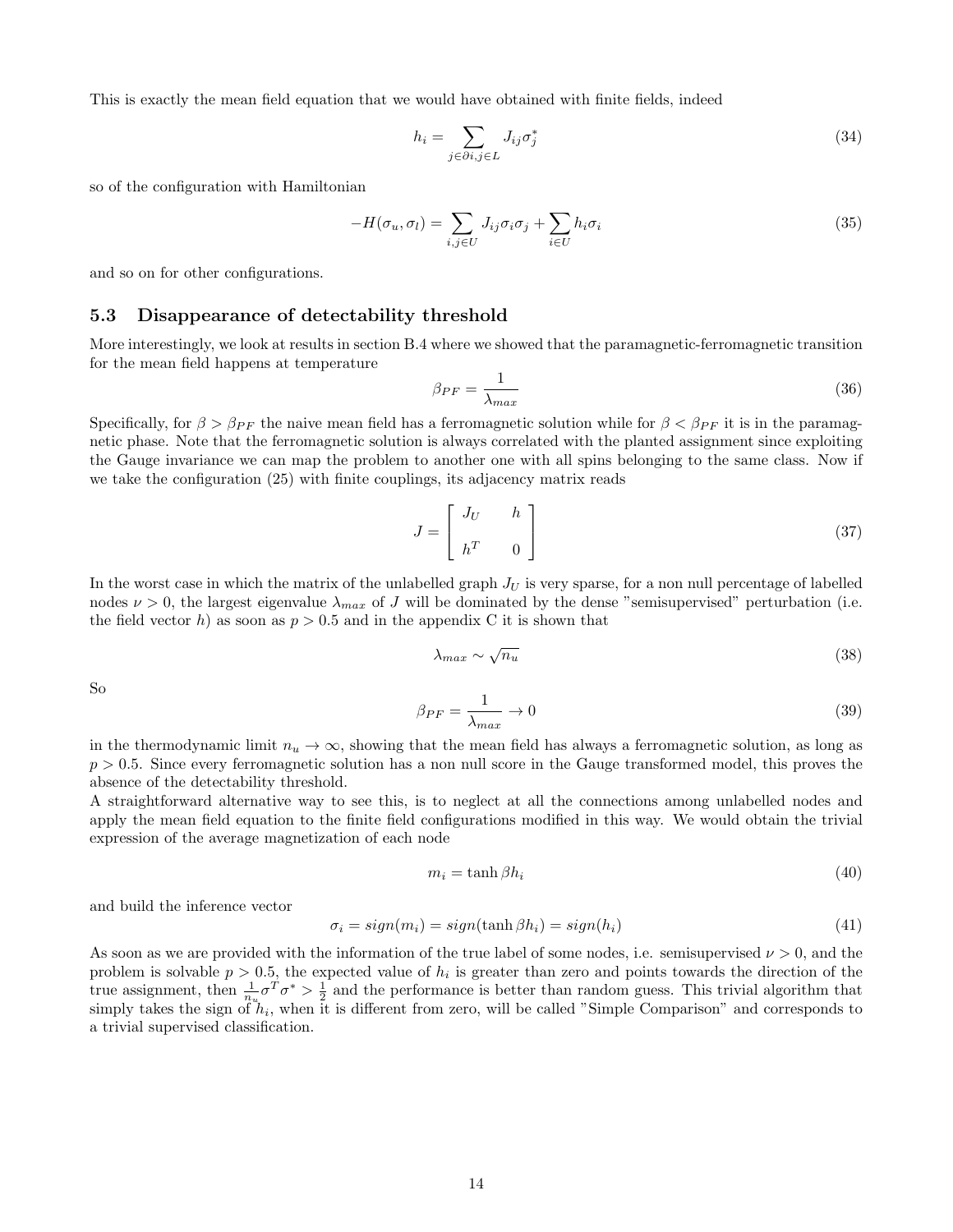This is exactly the mean field equation that we would have obtained with finite fields, indeed

$$h_i = \sum_{j \in \partial i, j \in L} J_{ij} \sigma_j^* \tag{34}$$

so of the configuration with Hamiltonian

$$-H(\sigma_u, \sigma_l) = \sum_{i,j \in U} J_{ij} \sigma_i \sigma_j + \sum_{i \in U} h_i \sigma_i \tag{35}$$

and so on for other configurations.

### 5.3 Disappearance of detectability threshold

More interestingly, we look at results in section B.4 where we showed that the paramagnetic-ferromagnetic transition for the mean field happens at temperature

$$\beta_{PF} = \frac{1}{\lambda_{max}} \tag{36}$$

Specifically, for $\beta > \beta_{PF}$ the naive mean field has a ferromagnetic solution while for $\beta < \beta_{PF}$ it is in the paramagnetic phase. Note that the ferromagnetic solution is always correlated with the planted assignment since exploiting the Gauge invariance we can map the problem to another one with all spins belonging to the same class. Now if we take the configuration (25) with finite couplings, its adjacency matrix reads

$$J = \begin{bmatrix} J_U & h \\ h^T & 0 \end{bmatrix} \tag{37}$$

In the worst case in which the matrix of the unlabelled graph $J_U$ is very sparse, for a non null percentage of labelled nodes $\nu > 0$, the largest eigenvalue $\lambda_{max}$ of $J$ will be dominated by the dense "semisupervised" perturbation (i.e. the field vector $h$) as soon as $p > 0.5$ and in the appendix C it is shown that

$$\lambda_{max} \sim \sqrt{n_u} \tag{38}$$

So

$$\beta_{PF} = \frac{1}{\lambda_{max}} \to 0 \tag{39}$$

in the thermodynamic limit $n_u \to \infty$, showing that the mean field has always a ferromagnetic solution, as long as $p > 0.5$. Since every ferromagnetic solution has a non null score in the Gauge transformed model, this proves the absence of the detectability threshold.

A straightforward alternative way to see this, is to neglect at all the connections among unlabelled nodes and apply the mean field equation to the finite field configurations modified in this way. We would obtain the trivial expression of the average magnetization of each node

$$m_i = \tanh \beta h_i \tag{40}$$

and build the inference vector

$$\sigma_i = sign(m_i) = sign(\tanh \beta h_i) = sign(h_i) \tag{41}$$

As soon as we are provided with the information of the true label of some nodes, i.e. semisupervised $\nu > 0$, and the problem is solvable $p > 0.5$, the expected value of $h_i$ is greater than zero and points towards the direction of the true assignment, then $\frac{1}{n_u} \sigma^T \sigma^* > \frac{1}{2}$ and the performance is better than random guess. This trivial algorithm that simply takes the sign of $h_i$, when it is different from zero, will be called "Simple Comparison" and corresponds to a trivial supervised classification.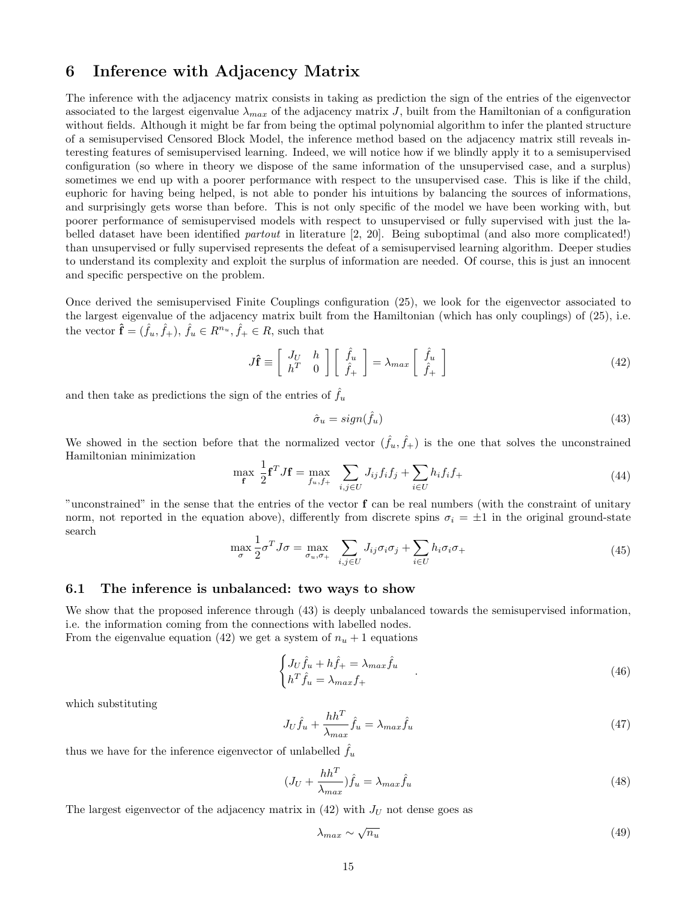# 6 Inference with Adjacency Matrix

The inference with the adjacency matrix consists in taking as prediction the sign of the entries of the eigenvector associated to the largest eigenvalue $\lambda_{max}$ of the adjacency matrix $J$, built from the Hamiltonian of a configuration without fields. Although it might be far from being the optimal polynomial algorithm to infer the planted structure of a semisupervised Censored Block Model, the inference method based on the adjacency matrix still reveals interesting features of semisupervised learning. Indeed, we will notice how if we blindly apply it to a semisupervised configuration (so where in theory we dispose of the same information of the unsupervised case, and a surplus) sometimes we end up with a poorer performance with respect to the unsupervised case. This is like if the child, euphoric for having being helped, is not able to ponder his intuitions by balancing the sources of informations, and surprisingly gets worse than before. This is not only specific of the model we have been working with, but poorer performance of semisupervised models with respect to unsupervised or fully supervised with just the labelled dataset have been identified *partout* in literature [2, 20]. Being suboptimal (and also more complicated!) than unsupervised or fully supervised represents the defeat of a semisupervised learning algorithm. Deeper studies to understand its complexity and exploit the surplus of information are needed. Of course, this is just an innocent and specific perspective on the problem.

Once derived the semisupervised Finite Couplings configuration (25), we look for the eigenvector associated to the largest eigenvalue of the adjacency matrix built from the Hamiltonian (which has only couplings) of (25), i.e. the vector $\hat{\mathbf{f}} = (\hat{f}_u, \hat{f}_+)$, $\hat{f}_u \in R^{n_u}$, $\hat{f}_+ \in R$, such that

$$J\hat{\mathbf{f}} \equiv \begin{bmatrix} J_U & h \\ h^T & 0 \end{bmatrix} \begin{bmatrix} \hat{f}_u \\ \hat{f}_+ \end{bmatrix} = \lambda_{max} \begin{bmatrix} \hat{f}_u \\ \hat{f}_+ \end{bmatrix} \tag{42}$$

and then take as predictions the sign of the entries of $\hat{f}_u$

$$\hat{\sigma}_u = sign(\hat{f}_u) \tag{43}$$

We showed in the section before that the normalized vector $(\hat{f}_u, \hat{f}_+)$ is the one that solves the unconstrained Hamiltonian minimization

$$\max_{\mathbf{f}} \frac{1}{2}\mathbf{f}^T J \mathbf{f} = \max_{f_u, f_+} \sum_{i,j \in U} J_{ij} f_i f_j + \sum_{i \in U} h_i f_i f_+ \tag{44}$$

"unconstrained" in the sense that the entries of the vector $\mathbf{f}$ can be real numbers (with the constraint of unitary norm, not reported in the equation above), differently from discrete spins $\sigma_i = \pm 1$ in the original ground-state search

$$\max_{\sigma} \frac{1}{2}\sigma^T J \sigma = \max_{\sigma_u, \sigma_+} \sum_{i,j \in U} J_{ij} \sigma_i \sigma_j + \sum_{i \in U} h_i \sigma_i \sigma_+ \tag{45}$$

## 6.1 The inference is unbalanced: two ways to show

We show that the proposed inference through (43) is deeply unbalanced towards the semisupervised information, i.e. the information coming from the connections with labelled nodes.
From the eigenvalue equation (42) we get a system of $n_u + 1$ equations

$$\begin{cases} J_U \hat{f}_u + h\hat{f}_+ = \lambda_{max} \hat{f}_u \\ h^T \hat{f}_u = \lambda_{max} f_+ \end{cases} . \tag{46}$$

which substituting

$$J_U \hat{f}_u + \frac{hh^T}{\lambda_{max}} \hat{f}_u = \lambda_{max} \hat{f}_u \tag{47}$$

thus we have for the inference eigenvector of unlabelled $\hat{f}_u$

$$(J_U + \frac{hh^T}{\lambda_{max}})\hat{f}_u = \lambda_{max} \hat{f}_u \tag{48}$$

The largest eigenvector of the adjacency matrix in (42) with $J_U$ not dense goes as

$$\lambda_{max} \sim \sqrt{n_u} \tag{49}$$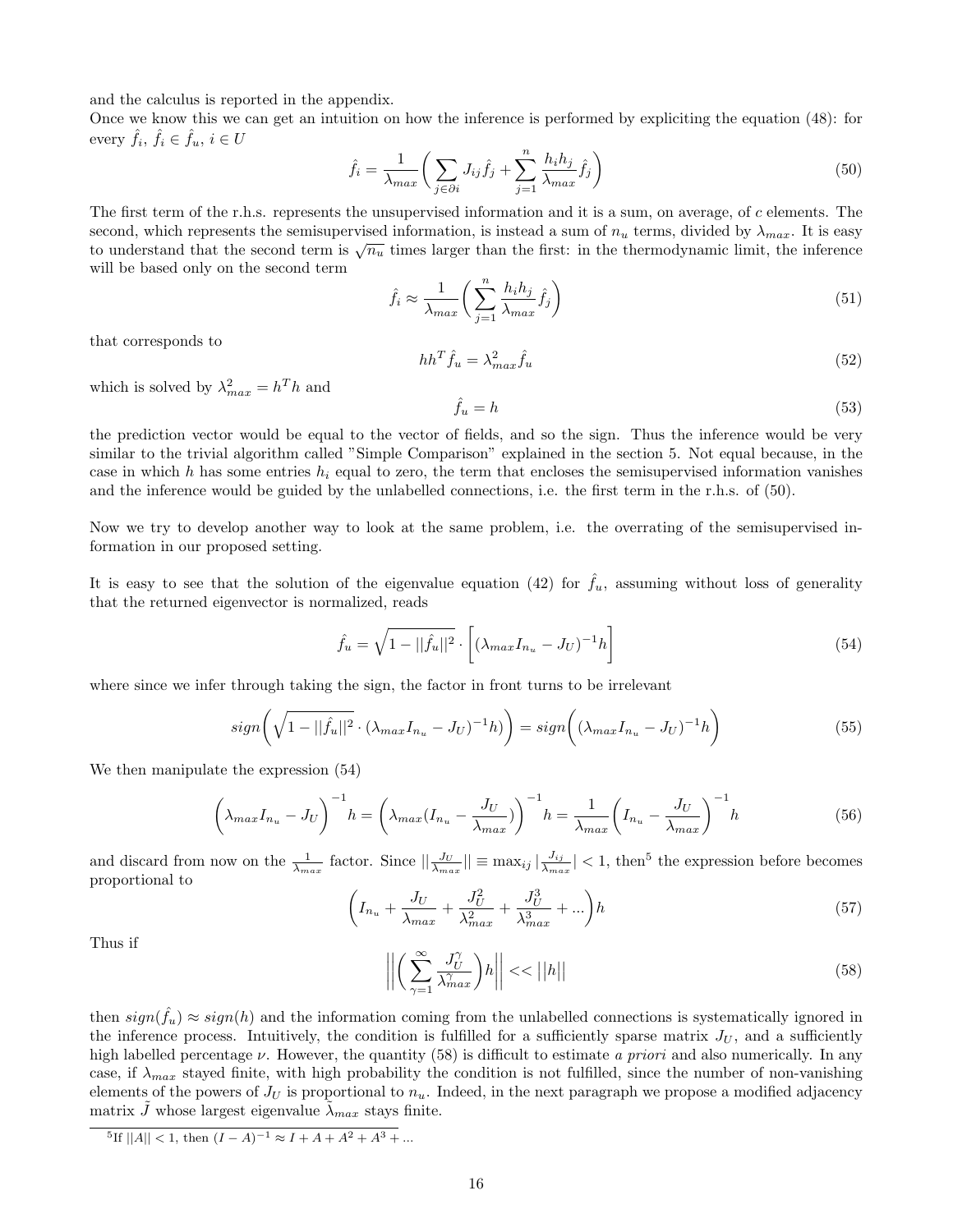and the calculus is reported in the appendix.
Once we know this we can get an intuition on how the inference is performed by expliciting the equation (48): for every $\hat{f}_i$, $\hat{f}_i \in \hat{f}_u$, $i \in U$

$$\hat{f}_i = \frac{1}{\lambda_{max}} \bigg( \sum_{j \in \partial i} J_{ij} \hat{f}_j + \sum_{j=1}^{n} \frac{h_i h_j}{\lambda_{max}} \hat{f}_j \bigg) \tag{50}$$

The first term of the r.h.s. represents the unsupervised information and it is a sum, on average, of $c$ elements. The second, which represents the semisupervised information, is instead a sum of $n_u$ terms, divided by $\lambda_{max}$. It is easy to understand that the second term is $\sqrt{n_u}$ times larger than the first: in the thermodynamic limit, the inference will be based only on the second term

$$\hat{f}_i \approx \frac{1}{\lambda_{max}} \bigg( \sum_{j=1}^{n} \frac{h_i h_j}{\lambda_{max}} \hat{f}_j \bigg) \tag{51}$$

that corresponds to

$$hh^T \hat{f}_u = \lambda_{max}^2 \hat{f}_u \tag{52}$$

which is solved by $\lambda_{max}^2 = h^T h$ and

$$\hat{f}_u = h \tag{53}$$

the prediction vector would be equal to the vector of fields, and so the sign. Thus the inference would be very similar to the trivial algorithm called "Simple Comparison" explained in the section 5. Not equal because, in the case in which $h$ has some entries $h_i$ equal to zero, the term that encloses the semisupervised information vanishes and the inference would be guided by the unlabelled connections, i.e. the first term in the r.h.s. of (50).

Now we try to develop another way to look at the same problem, i.e. the overrating of the semisupervised information in our proposed setting.

It is easy to see that the solution of the eigenvalue equation (42) for $\hat{f}_u$, assuming without loss of generality that the returned eigenvector is normalized, reads

$$\hat{f}_u = \sqrt{1 - ||\hat{f}_u||^2} \cdot \bigg[ (\lambda_{max} I_{n_u} - J_U)^{-1} h \bigg] \tag{54}$$

where since we infer through taking the sign, the factor in front turns to be irrelevant

$$sign\bigg( \sqrt{1 - ||\hat{f}_u||^2} \cdot (\lambda_{max} I_{n_u} - J_U)^{-1} h) \bigg) = sign\bigg( (\lambda_{max} I_{n_u} - J_U)^{-1} h \bigg) \tag{55}$$

We then manipulate the expression (54)

$$\bigg( \lambda_{max} I_{n_u} - J_U \bigg)^{-1} h = \bigg( \lambda_{max} (I_{n_u} - \frac{J_U}{\lambda_{max}}) \bigg)^{-1} h = \frac{1}{\lambda_{max}} \bigg( I_{n_u} - \frac{J_U}{\lambda_{max}} \bigg)^{-1} h \tag{56}$$

and discard from now on the $\frac{1}{\lambda_{max}}$ factor. Since $||\frac{J_U}{\lambda_{max}}|| \equiv \max_{ij} |\frac{J_{ij}}{\lambda_{max}}| < 1$, then[5] the expression before becomes proportional to

$$\bigg( I_{n_u} + \frac{J_U}{\lambda_{max}} + \frac{J_U^2}{\lambda_{max}^2} + \frac{J_U^3}{\lambda_{max}^3} + ... \bigg) h \tag{57}$$

Thus if

$$\bigg|\bigg| \bigg( \sum_{\gamma=1}^{\infty} \frac{J_U^{\gamma}}{\lambda_{max}^{\gamma}} \bigg) h \bigg|\bigg| << \big| |h| \big| \tag{58}$$

then $sign(\hat{f}_u) \approx sign(h)$ and the information coming from the unlabelled connections is systematically ignored in the inference process. Intuitively, the condition is fulfilled for a sufficiently sparse matrix $J_U$, and a sufficiently high labelled percentage $\nu$. However, the quantity (58) is difficult to estimate *a priori* and also numerically. In any case, if $\lambda_{max}$ stayed finite, with high probability the condition is not fulfilled, since the number of non-vanishing elements of the powers of $J_U$ is proportional to $n_u$. Indeed, in the next paragraph we propose a modified adjacency matrix $\tilde{J}$ whose largest eigenvalue $\tilde{\lambda}_{max}$ stays finite.

[5] If $||A|| < 1$, then $(I - A)^{-1} \approx I + A + A^2 + A^3 + ...$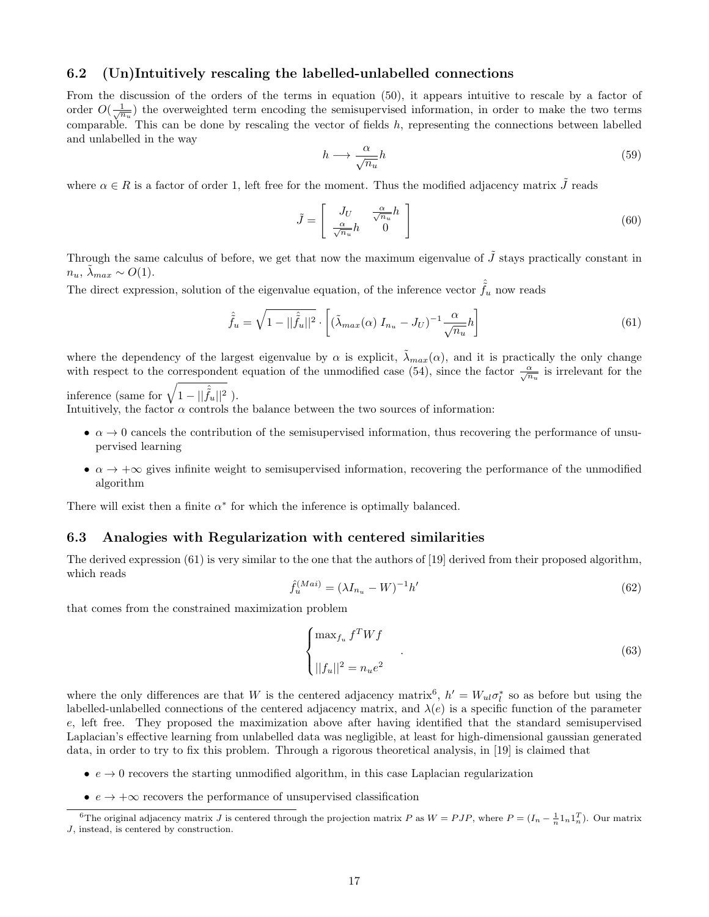### 6.2 (Un)Intuitively rescaling the labelled-unlabelled connections

From the discussion of the orders of the terms in equation (50), it appears intuitive to rescale by a factor of order $O(\frac{1}{\sqrt{n_u}})$ the overweighted term encoding the semisupervised information, in order to make the two terms comparable. This can be done by rescaling the vector of fields $h$, representing the connections between labelled and unlabelled in the way

$$h \longrightarrow \frac{\alpha}{\sqrt{n_u}} h \tag{59}$$

where $\alpha \in R$ is a factor of order 1, left free for the moment. Thus the modified adjacency matrix $\tilde{J}$ reads

$$\tilde{J} = \begin{bmatrix} J_U & \frac{\alpha}{\sqrt{n_u}} h \\ \frac{\alpha}{\sqrt{n_u}} h & 0 \end{bmatrix} \tag{60}$$

Through the same calculus of before, we get that now the maximum eigenvalue of $\tilde{J}$ stays practically constant in $n_u$, $\tilde{\lambda}_{max} \sim O(1)$.

The direct expression, solution of the eigenvalue equation, of the inference vector $\hat{\tilde{f}}_u$ now reads

$$\hat{\tilde{f}}_u = \sqrt{1 - ||\hat{\tilde{f}}_u||^2} \cdot \left[ (\tilde{\lambda}_{max}(\alpha)\ I_{n_u} - J_U)^{-1} \frac{\alpha}{\sqrt{n_u}} h \right] \tag{61}$$

where the dependency of the largest eigenvalue by $\alpha$ is explicit, $\tilde{\lambda}_{max}(\alpha)$, and it is practically the only change with respect to the correspondent equation of the unmodified case (54), since the factor $\frac{\alpha}{\sqrt{n_u}}$ is irrelevant for the inference (same for $\sqrt{1 - ||\hat{\tilde{f}}_u||^2}$ ).

Intuitively, the factor $\alpha$ controls the balance between the two sources of information:

- $\alpha \to 0$ cancels the contribution of the semisupervised information, thus recovering the performance of unsupervised learning
- $\alpha \to +\infty$ gives infinite weight to semisupervised information, recovering the performance of the unmodified algorithm

There will exist then a finite $\alpha^*$ for which the inference is optimally balanced.

### 6.3 Analogies with Regularization with centered similarities

The derived expression (61) is very similar to the one that the authors of [19] derived from their proposed algorithm, which reads

$$\hat{f}_u^{(Mai)} = (\lambda I_{n_u} - W)^{-1} h' \tag{62}$$

that comes from the constrained maximization problem

$$\begin{cases} \max_{f_u} f^T W f \\ \\ ||f_u||^2 = n_u e^2 \end{cases} . \tag{63}$$

where the only differences are that $W$ is the centered adjacency matrix[6], $h' = W_{ul} \sigma_l^*$ so as before but using the labelled-unlabelled connections of the centered adjacency matrix, and $\lambda(e)$ is a specific function of the parameter $e$, left free. They proposed the maximization above after having identified that the standard semisupervised Laplacian's effective learning from unlabelled data was negligible, at least for high-dimensional gaussian generated data, in order to try to fix this problem. Through a rigorous theoretical analysis, in [19] is claimed that

- $e \to 0$ recovers the starting unmodified algorithm, in this case Laplacian regularization
- $e \to +\infty$ recovers the performance of unsupervised classification

[6] The original adjacency matrix $J$ is centered through the projection matrix $P$ as $W = PJP$, where $P = (I_n - \frac{1}{n} 1_n 1_n^T)$. Our matrix $J$, instead, is centered by construction.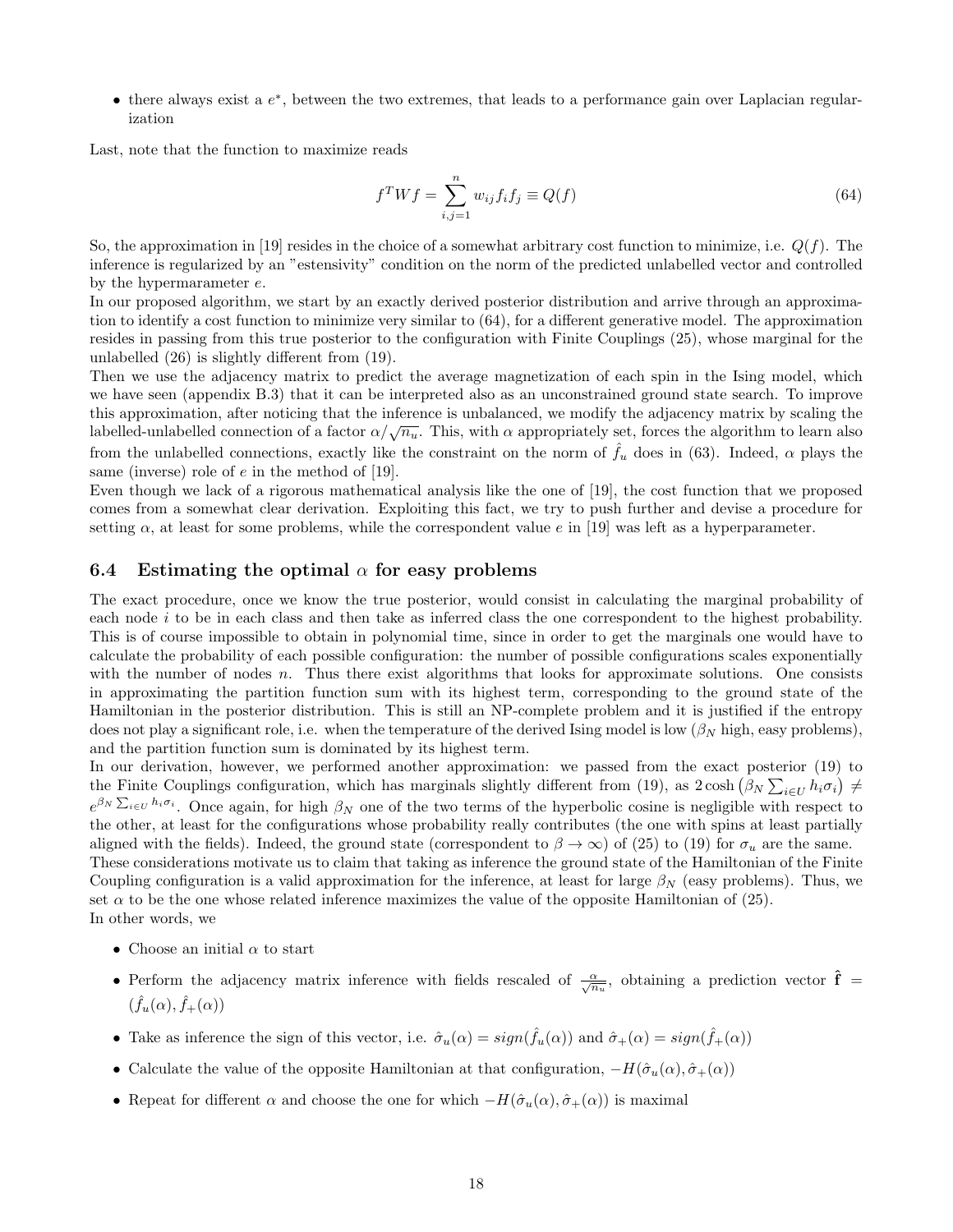- there always exist a $e^*$, between the two extremes, that leads to a performance gain over Laplacian regularization

Last, note that the function to maximize reads

$$f^T W f = \sum_{i,j=1}^{n} w_{ij} f_i f_j \equiv Q(f) \tag{64}$$

So, the approximation in [19] resides in the choice of a somewhat arbitrary cost function to minimize, i.e. $Q(f)$. The inference is regularized by an "estensivity" condition on the norm of the predicted unlabelled vector and controlled by the hypermarameter $e$.
In our proposed algorithm, we start by an exactly derived posterior distribution and arrive through an approximation to identify a cost function to minimize very similar to (64), for a different generative model. The approximation resides in passing from this true posterior to the configuration with Finite Couplings (25), whose marginal for the unlabelled (26) is slightly different from (19).
Then we use the adjacency matrix to predict the average magnetization of each spin in the Ising model, which we have seen (appendix B.3) that it can be interpreted also as an unconstrained ground state search. To improve this approximation, after noticing that the inference is unbalanced, we modify the adjacency matrix by scaling the labelled-unlabelled connection of a factor $\alpha/\sqrt{n_u}$. This, with $\alpha$ appropriately set, forces the algorithm to learn also from the unlabelled connections, exactly like the constraint on the norm of $\hat{f}_u$ does in (63). Indeed, $\alpha$ plays the same (inverse) role of $e$ in the method of [19].
Even though we lack of a rigorous mathematical analysis like the one of [19], the cost function that we proposed comes from a somewhat clear derivation. Exploiting this fact, we try to push further and devise a procedure for setting $\alpha$, at least for some problems, while the correspondent value $e$ in [19] was left as a hyperparameter.

### 6.4 Estimating the optimal $\alpha$ for easy problems

The exact procedure, once we know the true posterior, would consist in calculating the marginal probability of each node $i$ to be in each class and then take as inferred class the one correspondent to the highest probability. This is of course impossible to obtain in polynomial time, since in order to get the marginals one would have to calculate the probability of each possible configuration: the number of possible configurations scales exponentially with the number of nodes $n$. Thus there exist algorithms that looks for approximate solutions. One consists in approximating the partition function sum with its highest term, corresponding to the ground state of the Hamiltonian in the posterior distribution. This is still an NP-complete problem and it is justified if the entropy does not play a significant role, i.e. when the temperature of the derived Ising model is low ($\beta_N$ high, easy problems), and the partition function sum is dominated by its highest term.
In our derivation, however, we performed another approximation: we passed from the exact posterior (19) to the Finite Couplings configuration, which has marginals slightly different from (19), as $2\cosh\left(\beta_N \sum_{i\in U} h_i\sigma_i\right) \neq e^{\beta_N \sum_{i\in U} h_i\sigma_i}$. Once again, for high $\beta_N$ one of the two terms of the hyperbolic cosine is negligible with respect to the other, at least for the configurations whose probability really contributes (the one with spins at least partially aligned with the fields). Indeed, the ground state (correspondent to $\beta \to \infty$) of (25) to (19) for $\sigma_u$ are the same.
These considerations motivate us to claim that taking as inference the ground state of the Hamiltonian of the Finite Coupling configuration is a valid approximation for the inference, at least for large $\beta_N$ (easy problems). Thus, we set $\alpha$ to be the one whose related inference maximizes the value of the opposite Hamiltonian of (25).
In other words, we

- Choose an initial $\alpha$ to start
- Perform the adjacency matrix inference with fields rescaled of $\frac{\alpha}{\sqrt{n_u}}$, obtaining a prediction vector $\hat{\mathbf{f}} = (\hat{f}_u(\alpha), \hat{f}_+(\alpha))$
- Take as inference the sign of this vector, i.e. $\hat{\sigma}_u(\alpha) = sign(\hat{f}_u(\alpha))$ and $\hat{\sigma}_+(\alpha) = sign(\hat{f}_+(\alpha))$
- Calculate the value of the opposite Hamiltonian at that configuration, $-H(\hat{\sigma}_u(\alpha), \hat{\sigma}_+(\alpha))$
- Repeat for different $\alpha$ and choose the one for which $-H(\hat{\sigma}_u(\alpha), \hat{\sigma}_+(\alpha))$ is maximal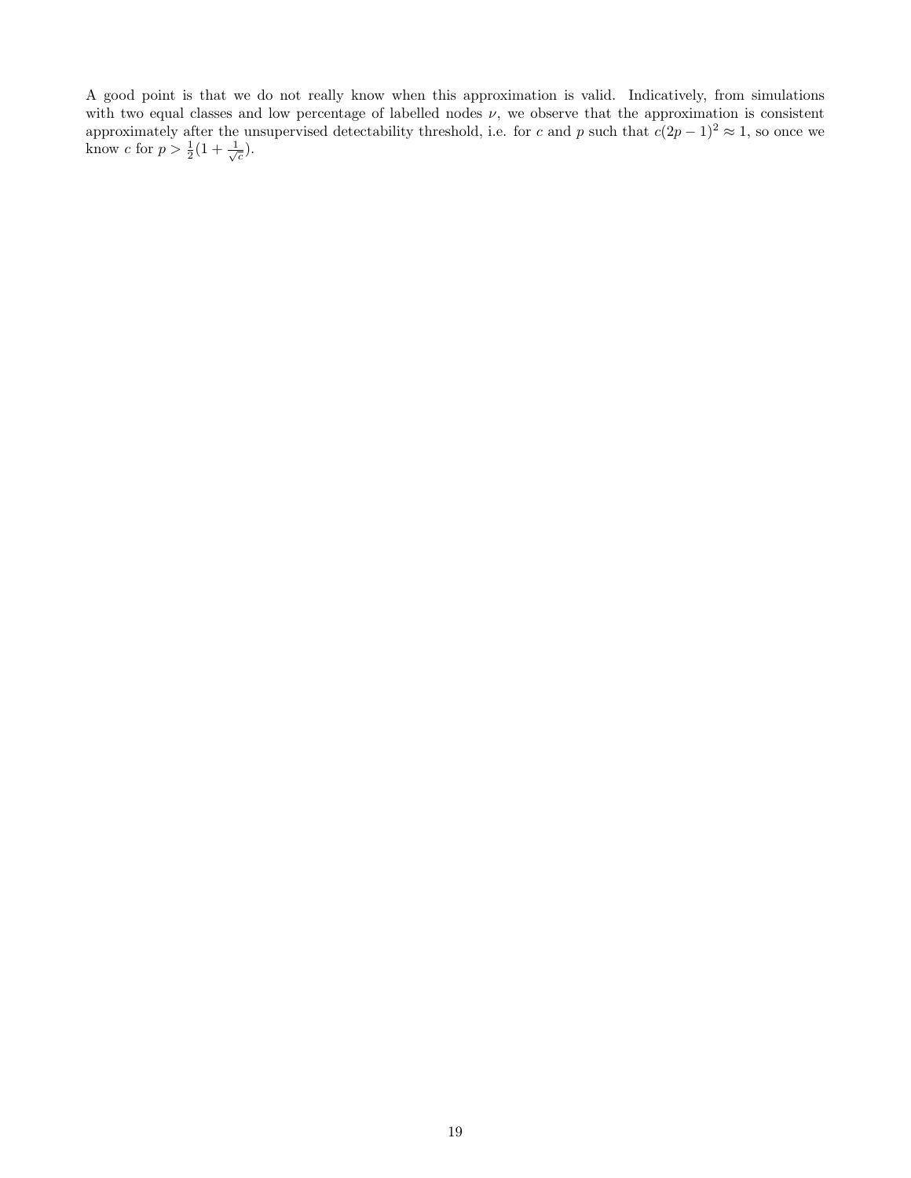A good point is that we do not really know when this approximation is valid. Indicatively, from simulations with two equal classes and low percentage of labelled nodes $\nu$, we observe that the approximation is consistent approximately after the unsupervised detectability threshold, i.e. for $c$ and $p$ such that $c(2p-1)^2 \approx 1$, so once we know $c$ for $p > \frac{1}{2}(1 + \frac{1}{\sqrt{c}})$.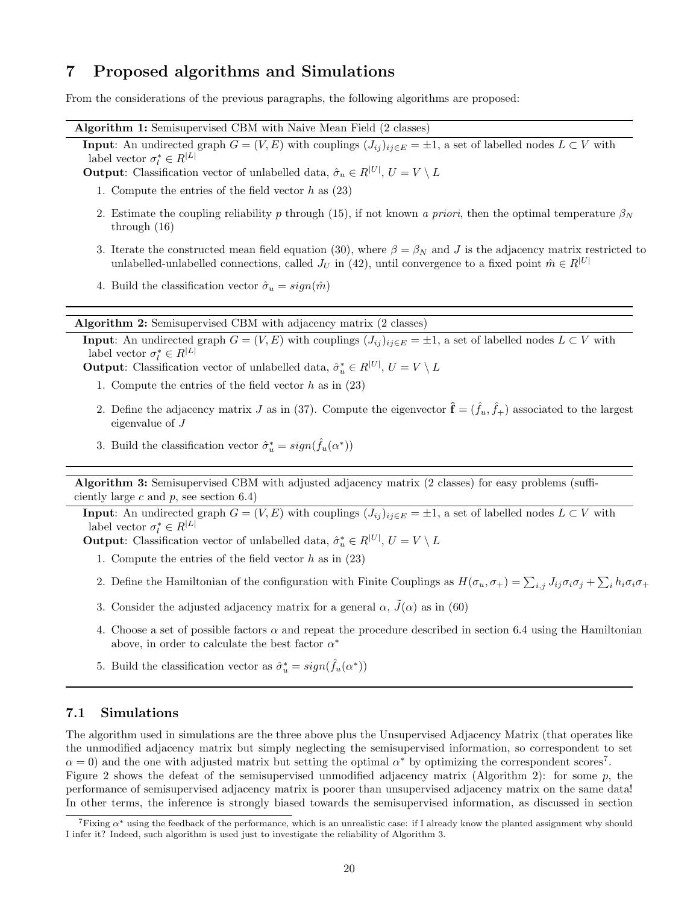# 7 Proposed algorithms and Simulations

From the considerations of the previous paragraphs, the following algorithms are proposed:

---

**Algorithm 1:** Semisupervised CBM with Naive Mean Field (2 classes)

---

**Input**: An undirected graph $G = (V, E)$ with couplings $(J_{ij})_{ij \in E} = \pm 1$, a set of labelled nodes $L \subset V$ with label vector $\sigma_l^* \in R^{|L|}$

**Output**: Classification vector of unlabelled data, $\hat{\sigma}_u \in R^{|U|}$, $U = V \setminus L$

1. Compute the entries of the field vector $h$ as (23)
2. Estimate the coupling reliability $p$ through (15), if not known *a priori*, then the optimal temperature $\beta_N$ through (16)
3. Iterate the constructed mean field equation (30), where $\beta = \beta_N$ and $J$ is the adjacency matrix restricted to unlabelled-unlabelled connections, called $J_U$ in (42), until convergence to a fixed point $\hat{m} \in R^{|U|}$
4. Build the classification vector $\hat{\sigma}_u = sign(\hat{m})$

---

**Algorithm 2:** Semisupervised CBM with adjacency matrix (2 classes)

---

**Input**: An undirected graph $G = (V, E)$ with couplings $(J_{ij})_{ij \in E} = \pm 1$, a set of labelled nodes $L \subset V$ with label vector $\sigma_l^* \in R^{|L|}$

**Output**: Classification vector of unlabelled data, $\hat{\sigma}_u^* \in R^{|U|}$, $U = V \setminus L$

1. Compute the entries of the field vector $h$ as in (23)
2. Define the adjacency matrix $J$ as in (37). Compute the eigenvector $\hat{\mathbf{f}} = (\hat{f}_u, \hat{f}_+)$ associated to the largest eigenvalue of $J$
3. Build the classification vector $\hat{\sigma}_u^* = sign(\hat{f}_u(\alpha^*))$

---

**Algorithm 3:** Semisupervised CBM with adjusted adjacency matrix (2 classes) for easy problems (sufficiently large $c$ and $p$, see section 6.4)

---

**Input**: An undirected graph $G = (V, E)$ with couplings $(J_{ij})_{ij \in E} = \pm 1$, a set of labelled nodes $L \subset V$ with label vector $\sigma_l^* \in R^{|L|}$

**Output**: Classification vector of unlabelled data, $\hat{\sigma}_u^* \in R^{|U|}$, $U = V \setminus L$

1. Compute the entries of the field vector $h$ as in (23)
2. Define the Hamiltonian of the configuration with Finite Couplings as $H(\sigma_u, \sigma_+) = \sum_{i,j} J_{ij}\sigma_i\sigma_j + \sum_i h_i\sigma_i\sigma_+$
3. Consider the adjusted adjacency matrix for a general $\alpha$, $\tilde{J}(\alpha)$ as in (60)
4. Choose a set of possible factors $\alpha$ and repeat the procedure described in section 6.4 using the Hamiltonian above, in order to calculate the best factor $\alpha^*$
5. Build the classification vector as $\hat{\sigma}_u^* = sign(\hat{f}_u(\alpha^*))$

---

## 7.1 Simulations

The algorithm used in simulations are the three above plus the Unsupervised Adjacency Matrix (that operates like the unmodified adjacency matrix but simply neglecting the semisupervised information, so correspondent to set $\alpha = 0$) and the one with adjusted matrix but setting the optimal $\alpha^*$ by optimizing the correspondent scores[7].
Figure 2 shows the defeat of the semisupervised unmodified adjacency matrix (Algorithm 2): for some $p$, the performance of semisupervised adjacency matrix is poorer than unsupervised adjacency matrix on the same data! In other terms, the inference is strongly biased towards the semisupervised information, as discussed in section

[7]Fixing $\alpha^*$ using the feedback of the performance, which is an unrealistic case: if I already know the planted assignment why should I infer it? Indeed, such algorithm is used just to investigate the reliability of Algorithm 3.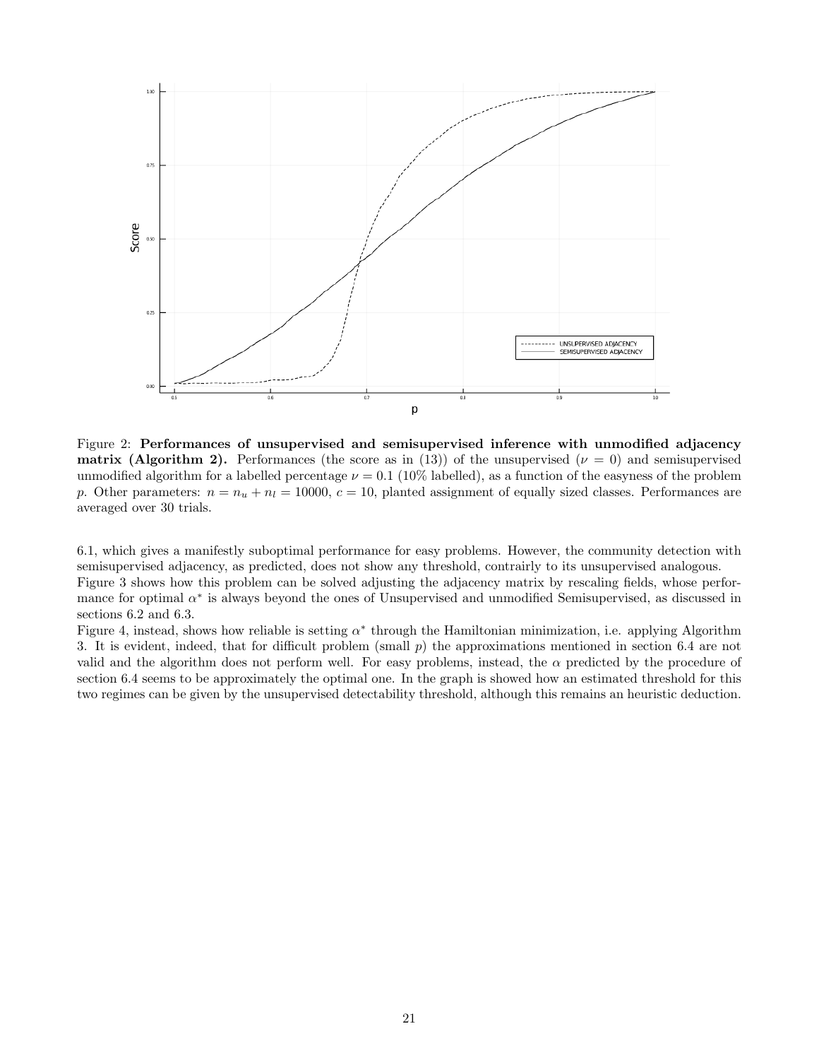Figure 2: **Performances of unsupervised and semisupervised inference with unmodified adjacency matrix (Algorithm 2).** Performances (the score as in (13)) of the unsupervised ($\nu = 0$) and semisupervised unmodified algorithm for a labelled percentage $\nu = 0.1$ (10% labelled), as a function of the easyness of the problem $p$. Other parameters: $n = n_u + n_l = 10000$, $c = 10$, planted assignment of equally sized classes. Performances are averaged over 30 trials.

6.1, which gives a manifestly suboptimal performance for easy problems. However, the community detection with semisupervised adjacency, as predicted, does not show any threshold, contrairly to its unsupervised analogous.
Figure 3 shows how this problem can be solved adjusting the adjacency matrix by rescaling fields, whose performance for optimal $\alpha^*$ is always beyond the ones of Unsupervised and unmodified Semisupervised, as discussed in sections 6.2 and 6.3.
Figure 4, instead, shows how reliable is setting $\alpha^*$ through the Hamiltonian minimization, i.e. applying Algorithm 3. It is evident, indeed, that for difficult problem (small $p$) the approximations mentioned in section 6.4 are not valid and the algorithm does not perform well. For easy problems, instead, the $\alpha$ predicted by the procedure of section 6.4 seems to be approximately the optimal one. In the graph is showed how an estimated threshold for this two regimes can be given by the unsupervised detectability threshold, although this remains an heuristic deduction.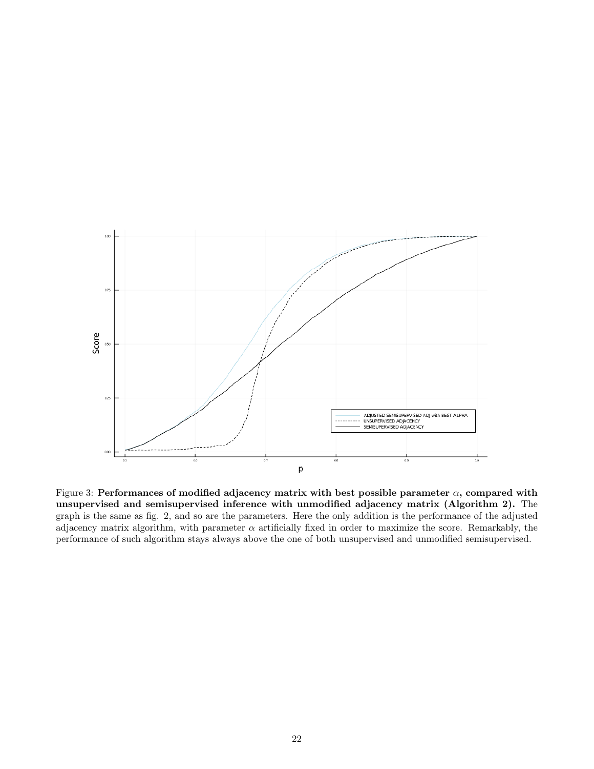Figure 3: **Performances of modified adjacency matrix with best possible parameter $\alpha$, compared with unsupervised and semisupervised inference with unmodified adjacency matrix (Algorithm 2).** The graph is the same as fig. 2, and so are the parameters. Here the only addition is the performance of the adjusted adjacency matrix algorithm, with parameter $\alpha$ artificially fixed in order to maximize the score. Remarkably, the performance of such algorithm stays always above the one of both unsupervised and unmodified semisupervised.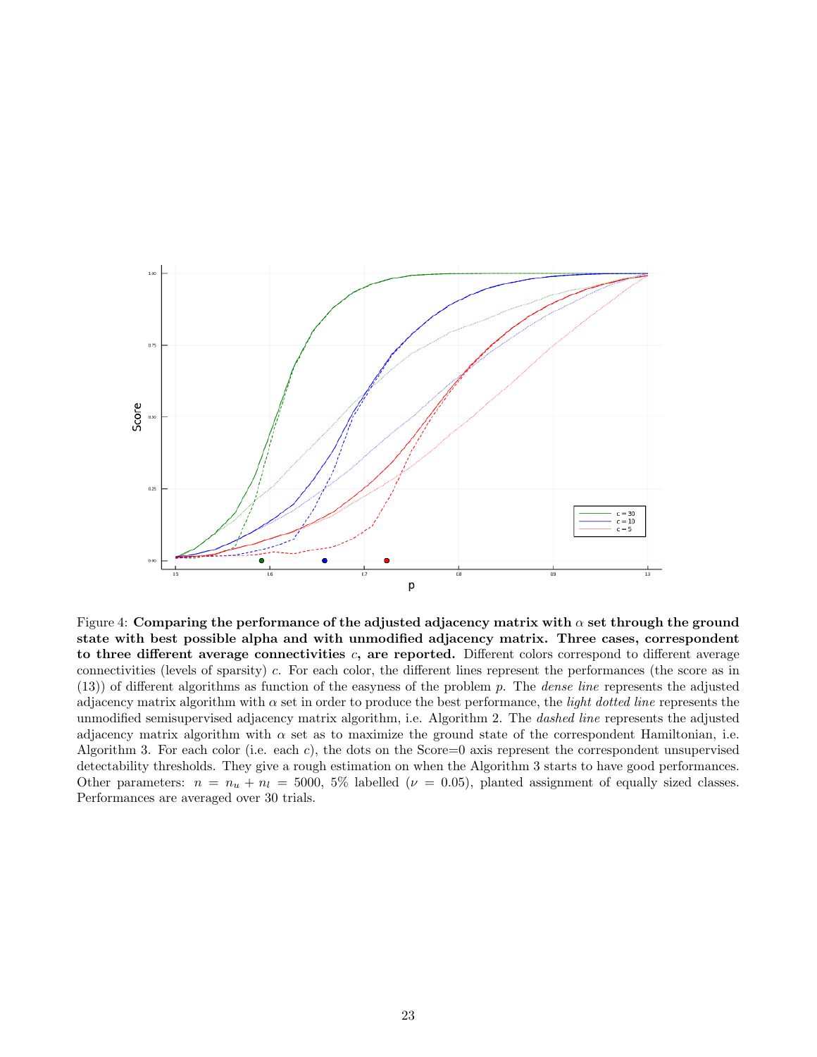Figure 4: **Comparing the performance of the adjusted adjacency matrix with $\alpha$ set through the ground state with best possible alpha and with unmodified adjacency matrix. Three cases, correspondent to three different average connectivities $c$, are reported.** Different colors correspond to different average connectivities (levels of sparsity) $c$. For each color, the different lines represent the performances (the score as in (13)) of different algorithms as function of the easyness of the problem $p$. The *dense line* represents the adjusted adjacency matrix algorithm with $\alpha$ set in order to produce the best performance, the *light dotted line* represents the unmodified semisupervised adjacency matrix algorithm, i.e. Algorithm 2. The *dashed line* represents the adjusted adjacency matrix algorithm with $\alpha$ set as to maximize the ground state of the correspondent Hamiltonian, i.e. Algorithm 3. For each color (i.e. each $c$), the dots on the Score=0 axis represent the correspondent unsupervised detectability thresholds. They give a rough estimation on when the Algorithm 3 starts to have good performances. Other parameters: $n = n_u + n_l = 5000$, 5% labelled ($\nu = 0.05$), planted assignment of equally sized classes. Performances are averaged over 30 trials.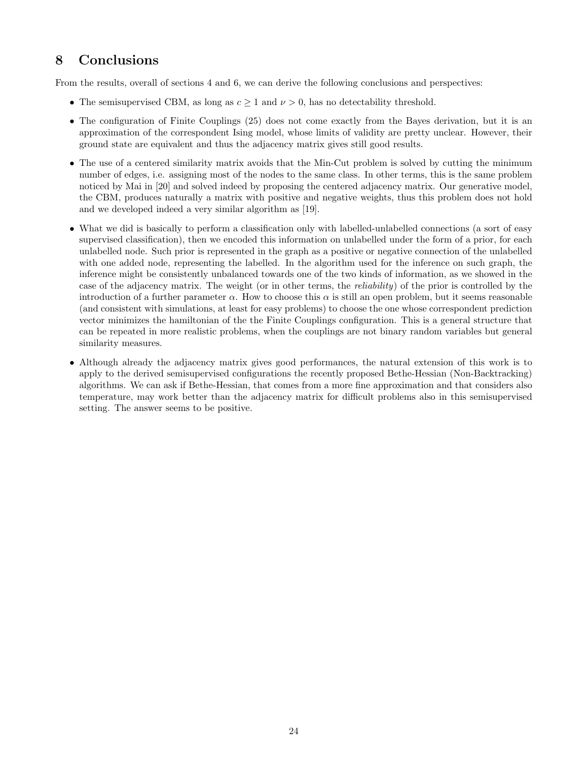# 8 Conclusions

From the results, overall of sections 4 and 6, we can derive the following conclusions and perspectives:

- The semisupervised CBM, as long as $c \geq 1$ and $\nu > 0$, has no detectability threshold.
- The configuration of Finite Couplings (25) does not come exactly from the Bayes derivation, but it is an approximation of the correspondent Ising model, whose limits of validity are pretty unclear. However, their ground state are equivalent and thus the adjacency matrix gives still good results.
- The use of a centered similarity matrix avoids that the Min-Cut problem is solved by cutting the minimum number of edges, i.e. assigning most of the nodes to the same class. In other terms, this is the same problem noticed by Mai in [20] and solved indeed by proposing the centered adjacency matrix. Our generative model, the CBM, produces naturally a matrix with positive and negative weights, thus this problem does not hold and we developed indeed a very similar algorithm as [19].
- What we did is basically to perform a classification only with labelled-unlabelled connections (a sort of easy supervised classification), then we encoded this information on unlabelled under the form of a prior, for each unlabelled node. Such prior is represented in the graph as a positive or negative connection of the unlabelled with one added node, representing the labelled. In the algorithm used for the inference on such graph, the inference might be consistently unbalanced towards one of the two kinds of information, as we showed in the case of the adjacency matrix. The weight (or in other terms, the *reliability*) of the prior is controlled by the introduction of a further parameter $\alpha$. How to choose this $\alpha$ is still an open problem, but it seems reasonable (and consistent with simulations, at least for easy problems) to choose the one whose correspondent prediction vector minimizes the hamiltonian of the the Finite Couplings configuration. This is a general structure that can be repeated in more realistic problems, when the couplings are not binary random variables but general similarity measures.
- Although already the adjacency matrix gives good performances, the natural extension of this work is to apply to the derived semisupervised configurations the recently proposed Bethe-Hessian (Non-Backtracking) algorithms. We can ask if Bethe-Hessian, that comes from a more fine approximation and that considers also temperature, may work better than the adjacency matrix for difficult problems also in this semisupervised setting. The answer seems to be positive.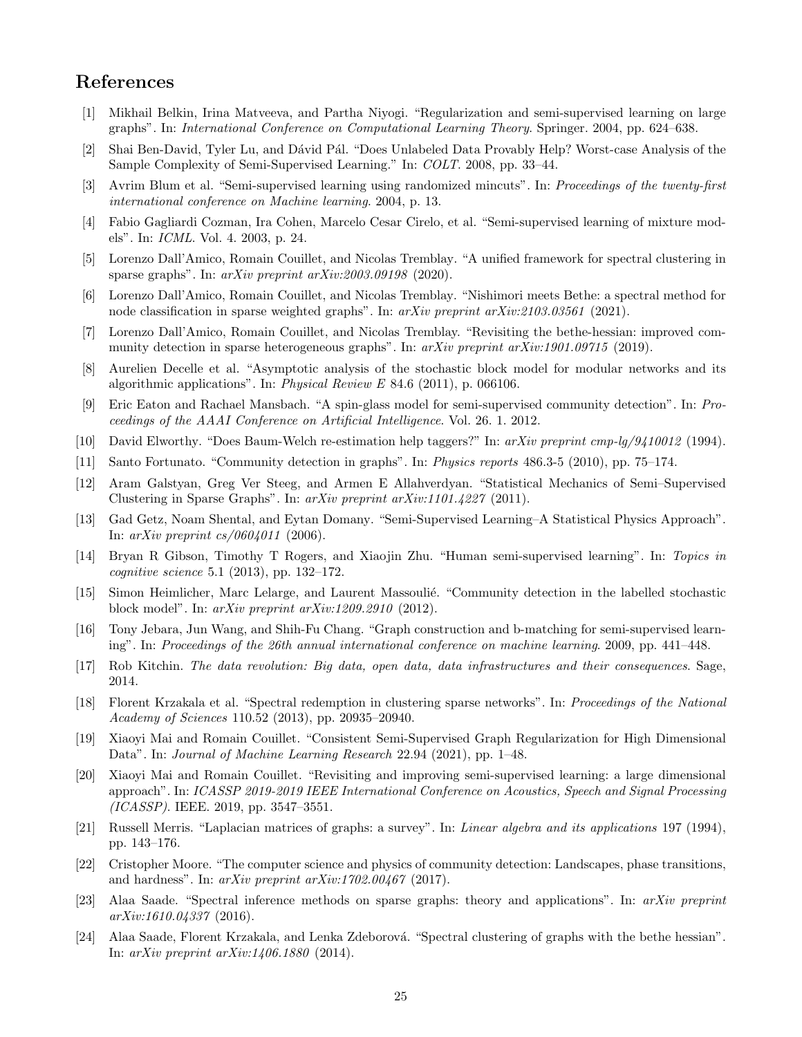# References

[1] Mikhail Belkin, Irina Matveeva, and Partha Niyogi. "Regularization and semi-supervised learning on large graphs". In: *International Conference on Computational Learning Theory*. Springer. 2004, pp. 624–638.

[2] Shai Ben-David, Tyler Lu, and Dávid Pál. "Does Unlabeled Data Provably Help? Worst-case Analysis of the Sample Complexity of Semi-Supervised Learning." In: *COLT*. 2008, pp. 33–44.

[3] Avrim Blum et al. "Semi-supervised learning using randomized mincuts". In: *Proceedings of the twenty-first international conference on Machine learning*. 2004, p. 13.

[4] Fabio Gagliardi Cozman, Ira Cohen, Marcelo Cesar Cirelo, et al. "Semi-supervised learning of mixture models". In: *ICML*. Vol. 4. 2003, p. 24.

[5] Lorenzo Dall'Amico, Romain Couillet, and Nicolas Tremblay. "A unified framework for spectral clustering in sparse graphs". In: *arXiv preprint arXiv:2003.09198* (2020).

[6] Lorenzo Dall'Amico, Romain Couillet, and Nicolas Tremblay. "Nishimori meets Bethe: a spectral method for node classification in sparse weighted graphs". In: *arXiv preprint arXiv:2103.03561* (2021).

[7] Lorenzo Dall'Amico, Romain Couillet, and Nicolas Tremblay. "Revisiting the bethe-hessian: improved community detection in sparse heterogeneous graphs". In: *arXiv preprint arXiv:1901.09715* (2019).

[8] Aurelien Decelle et al. "Asymptotic analysis of the stochastic block model for modular networks and its algorithmic applications". In: *Physical Review E* 84.6 (2011), p. 066106.

[9] Eric Eaton and Rachael Mansbach. "A spin-glass model for semi-supervised community detection". In: *Proceedings of the AAAI Conference on Artificial Intelligence*. Vol. 26. 1. 2012.

[10] David Elworthy. "Does Baum-Welch re-estimation help taggers?" In: *arXiv preprint cmp-lg/9410012* (1994).

[11] Santo Fortunato. "Community detection in graphs". In: *Physics reports* 486.3-5 (2010), pp. 75–174.

[12] Aram Galstyan, Greg Ver Steeg, and Armen E Allahverdyan. "Statistical Mechanics of Semi–Supervised Clustering in Sparse Graphs". In: *arXiv preprint arXiv:1101.4227* (2011).

[13] Gad Getz, Noam Shental, and Eytan Domany. "Semi-Supervised Learning–A Statistical Physics Approach". In: *arXiv preprint cs/0604011* (2006).

[14] Bryan R Gibson, Timothy T Rogers, and Xiaojin Zhu. "Human semi-supervised learning". In: *Topics in cognitive science* 5.1 (2013), pp. 132–172.

[15] Simon Heimlicher, Marc Lelarge, and Laurent Massoulié. "Community detection in the labelled stochastic block model". In: *arXiv preprint arXiv:1209.2910* (2012).

[16] Tony Jebara, Jun Wang, and Shih-Fu Chang. "Graph construction and b-matching for semi-supervised learning". In: *Proceedings of the 26th annual international conference on machine learning*. 2009, pp. 441–448.

[17] Rob Kitchin. *The data revolution: Big data, open data, data infrastructures and their consequences*. Sage, 2014.

[18] Florent Krzakala et al. "Spectral redemption in clustering sparse networks". In: *Proceedings of the National Academy of Sciences* 110.52 (2013), pp. 20935–20940.

[19] Xiaoyi Mai and Romain Couillet. "Consistent Semi-Supervised Graph Regularization for High Dimensional Data". In: *Journal of Machine Learning Research* 22.94 (2021), pp. 1–48.

[20] Xiaoyi Mai and Romain Couillet. "Revisiting and improving semi-supervised learning: a large dimensional approach". In: *ICASSP 2019-2019 IEEE International Conference on Acoustics, Speech and Signal Processing (ICASSP)*. IEEE. 2019, pp. 3547–3551.

[21] Russell Merris. "Laplacian matrices of graphs: a survey". In: *Linear algebra and its applications* 197 (1994), pp. 143–176.

[22] Cristopher Moore. "The computer science and physics of community detection: Landscapes, phase transitions, and hardness". In: *arXiv preprint arXiv:1702.00467* (2017).

[23] Alaa Saade. "Spectral inference methods on sparse graphs: theory and applications". In: *arXiv preprint arXiv:1610.04337* (2016).

[24] Alaa Saade, Florent Krzakala, and Lenka Zdeborová. "Spectral clustering of graphs with the bethe hessian". In: *arXiv preprint arXiv:1406.1880* (2014).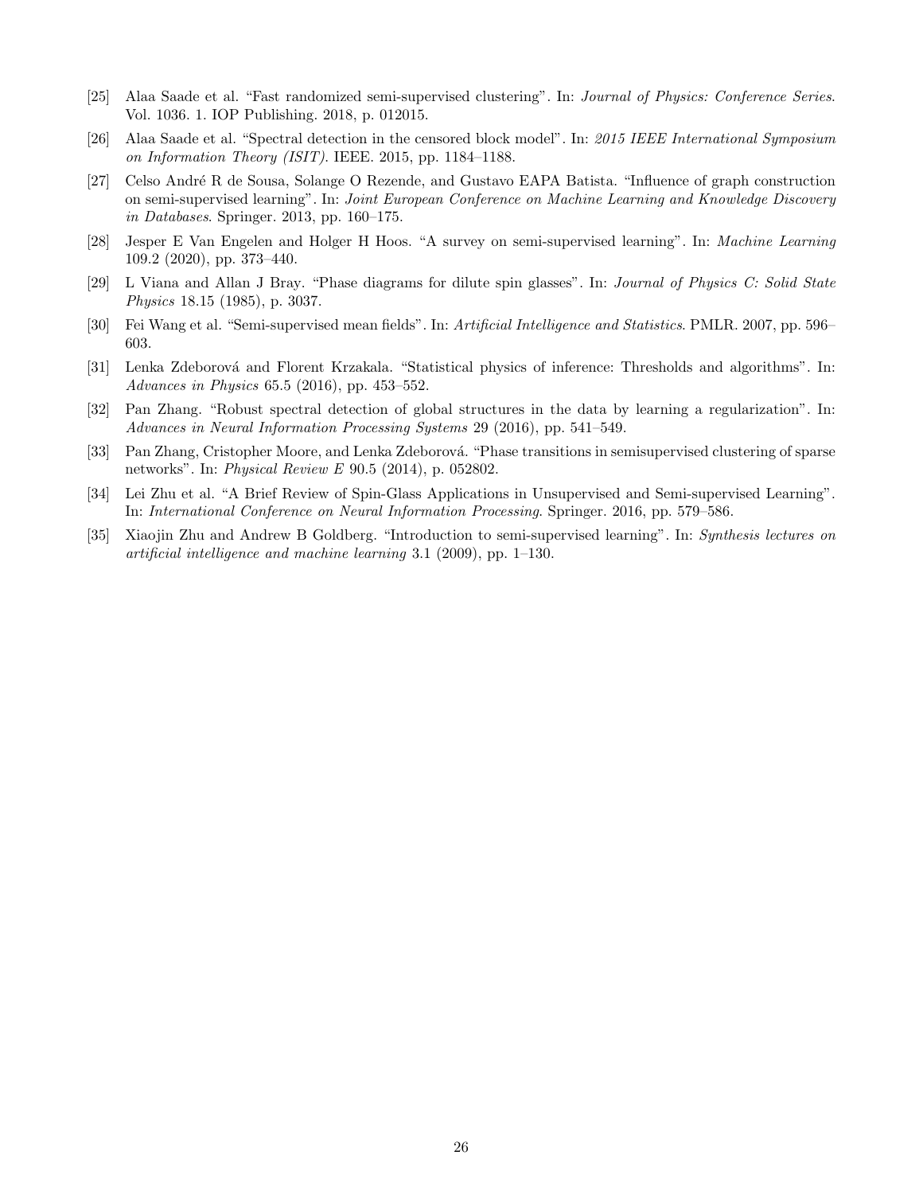[25] Alaa Saade et al. "Fast randomized semi-supervised clustering". In: *Journal of Physics: Conference Series*. Vol. 1036. 1. IOP Publishing. 2018, p. 012015.

[26] Alaa Saade et al. "Spectral detection in the censored block model". In: *2015 IEEE International Symposium on Information Theory (ISIT)*. IEEE. 2015, pp. 1184–1188.

[27] Celso André R de Sousa, Solange O Rezende, and Gustavo EAPA Batista. "Influence of graph construction on semi-supervised learning". In: *Joint European Conference on Machine Learning and Knowledge Discovery in Databases*. Springer. 2013, pp. 160–175.

[28] Jesper E Van Engelen and Holger H Hoos. "A survey on semi-supervised learning". In: *Machine Learning* 109.2 (2020), pp. 373–440.

[29] L Viana and Allan J Bray. "Phase diagrams for dilute spin glasses". In: *Journal of Physics C: Solid State Physics* 18.15 (1985), p. 3037.

[30] Fei Wang et al. "Semi-supervised mean fields". In: *Artificial Intelligence and Statistics*. PMLR. 2007, pp. 596–603.

[31] Lenka Zdeborová and Florent Krzakala. "Statistical physics of inference: Thresholds and algorithms". In: *Advances in Physics* 65.5 (2016), pp. 453–552.

[32] Pan Zhang. "Robust spectral detection of global structures in the data by learning a regularization". In: *Advances in Neural Information Processing Systems* 29 (2016), pp. 541–549.

[33] Pan Zhang, Cristopher Moore, and Lenka Zdeborová. "Phase transitions in semisupervised clustering of sparse networks". In: *Physical Review E* 90.5 (2014), p. 052802.

[34] Lei Zhu et al. "A Brief Review of Spin-Glass Applications in Unsupervised and Semi-supervised Learning". In: *International Conference on Neural Information Processing*. Springer. 2016, pp. 579–586.

[35] Xiaojin Zhu and Andrew B Goldberg. "Introduction to semi-supervised learning". In: *Synthesis lectures on artificial intelligence and machine learning* 3.1 (2009), pp. 1–130.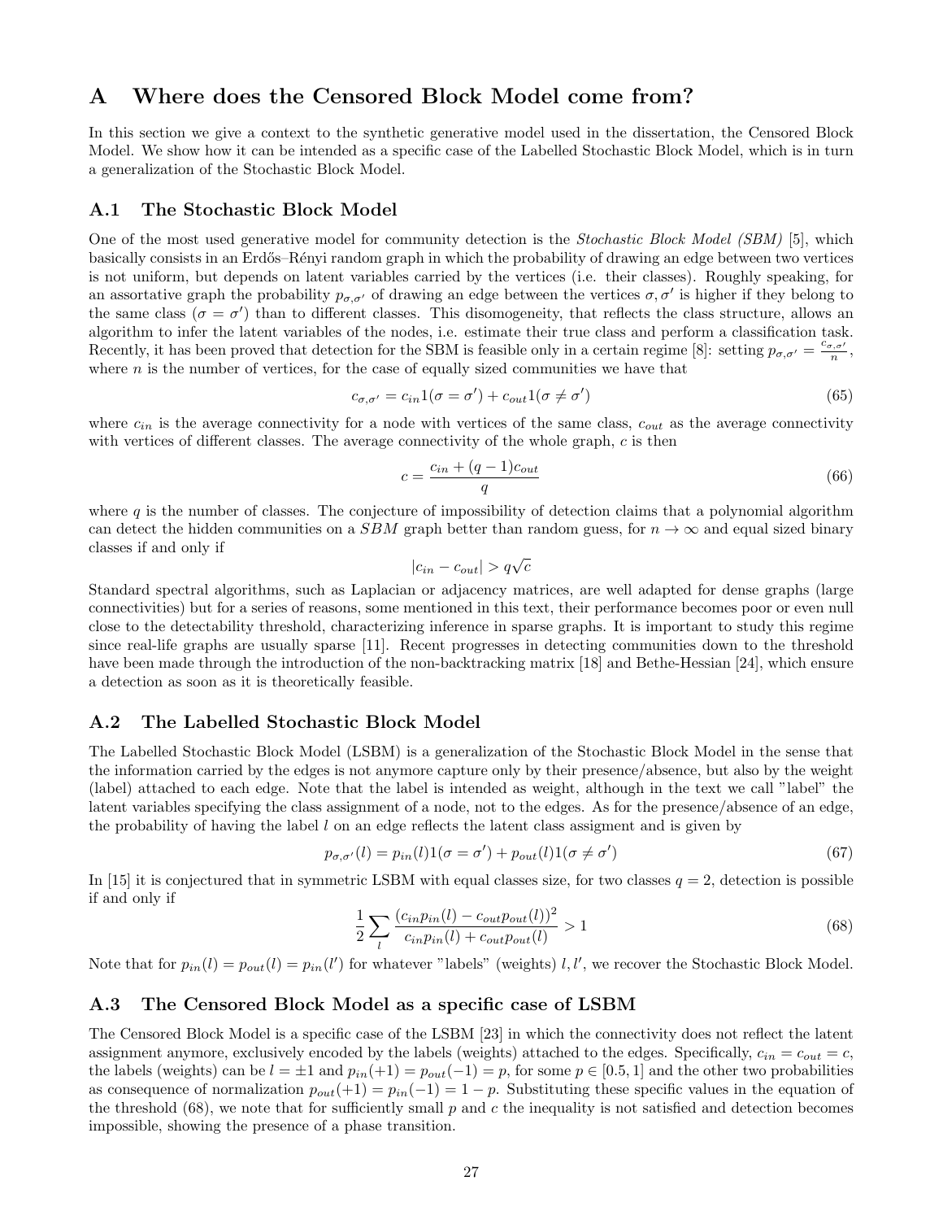# A Where does the Censored Block Model come from?

In this section we give a context to the synthetic generative model used in the dissertation, the Censored Block Model. We show how it can be intended as a specific case of the Labelled Stochastic Block Model, which is in turn a generalization of the Stochastic Block Model.

## A.1 The Stochastic Block Model

One of the most used generative model for community detection is the *Stochastic Block Model (SBM)* [5], which basically consists in an Erdős–Rényi random graph in which the probability of drawing an edge between two vertices is not uniform, but depends on latent variables carried by the vertices (i.e. their classes). Roughly speaking, for an assortative graph the probability $p_{\sigma,\sigma'}$ of drawing an edge between the vertices $\sigma, \sigma'$ is higher if they belong to the same class ($\sigma = \sigma'$) than to different classes. This disomogeneity, that reflects the class structure, allows an algorithm to infer the latent variables of the nodes, i.e. estimate their true class and perform a classification task. Recently, it has been proved that detection for the SBM is feasible only in a certain regime [8]: setting $p_{\sigma,\sigma'} = \frac{c_{\sigma,\sigma'}}{n}$, where $n$ is the number of vertices, for the case of equally sized communities we have that

$$c_{\sigma,\sigma'} = c_{in} 1(\sigma = \sigma') + c_{out} 1(\sigma \neq \sigma') \tag{65}$$

where $c_{in}$ is the average connectivity for a node with vertices of the same class, $c_{out}$ as the average connectivity with vertices of different classes. The average connectivity of the whole graph, $c$ is then

$$c = \frac{c_{in} + (q-1)c_{out}}{q} \tag{66}$$

where $q$ is the number of classes. The conjecture of impossibility of detection claims that a polynomial algorithm can detect the hidden communities on a $SBM$ graph better than random guess, for $n \to \infty$ and equal sized binary classes if and only if

$$|c_{in} - c_{out}| > q\sqrt{c}$$

Standard spectral algorithms, such as Laplacian or adjacency matrices, are well adapted for dense graphs (large connectivities) but for a series of reasons, some mentioned in this text, their performance becomes poor or even null close to the detectability threshold, characterizing inference in sparse graphs. It is important to study this regime since real-life graphs are usually sparse [11]. Recent progresses in detecting communities down to the threshold have been made through the introduction of the non-backtracking matrix [18] and Bethe-Hessian [24], which ensure a detection as soon as it is theoretically feasible.

## A.2 The Labelled Stochastic Block Model

The Labelled Stochastic Block Model (LSBM) is a generalization of the Stochastic Block Model in the sense that the information carried by the edges is not anymore capture only by their presence/absence, but also by the weight (label) attached to each edge. Note that the label is intended as weight, although in the text we call "label" the latent variables specifying the class assignment of a node, not to the edges. As for the presence/absence of an edge, the probability of having the label $l$ on an edge reflects the latent class assigment and is given by

$$p_{\sigma,\sigma'}(l) = p_{in}(l) 1(\sigma = \sigma') + p_{out}(l) 1(\sigma \neq \sigma') \tag{67}$$

In [15] it is conjectured that in symmetric LSBM with equal classes size, for two classes $q = 2$, detection is possible if and only if

$$\frac{1}{2} \sum_{l} \frac{(c_{in} p_{in}(l) - c_{out} p_{out}(l))^2}{c_{in} p_{in}(l) + c_{out} p_{out}(l)} > 1 \tag{68}$$

Note that for $p_{in}(l) = p_{out}(l) = p_{in}(l')$ for whatever "labels" (weights) $l, l'$, we recover the Stochastic Block Model.

## A.3 The Censored Block Model as a specific case of LSBM

The Censored Block Model is a specific case of the LSBM [23] in which the connectivity does not reflect the latent assignment anymore, exclusively encoded by the labels (weights) attached to the edges. Specifically, $c_{in} = c_{out} = c$, the labels (weights) can be $l = \pm 1$ and $p_{in}(+1) = p_{out}(-1) = p$, for some $p \in [0.5, 1]$ and the other two probabilities as consequence of normalization $p_{out}(+1) = p_{in}(-1) = 1 - p$. Substituting these specific values in the equation of the threshold (68), we note that for sufficiently small $p$ and $c$ the inequality is not satisfied and detection becomes impossible, showing the presence of a phase transition.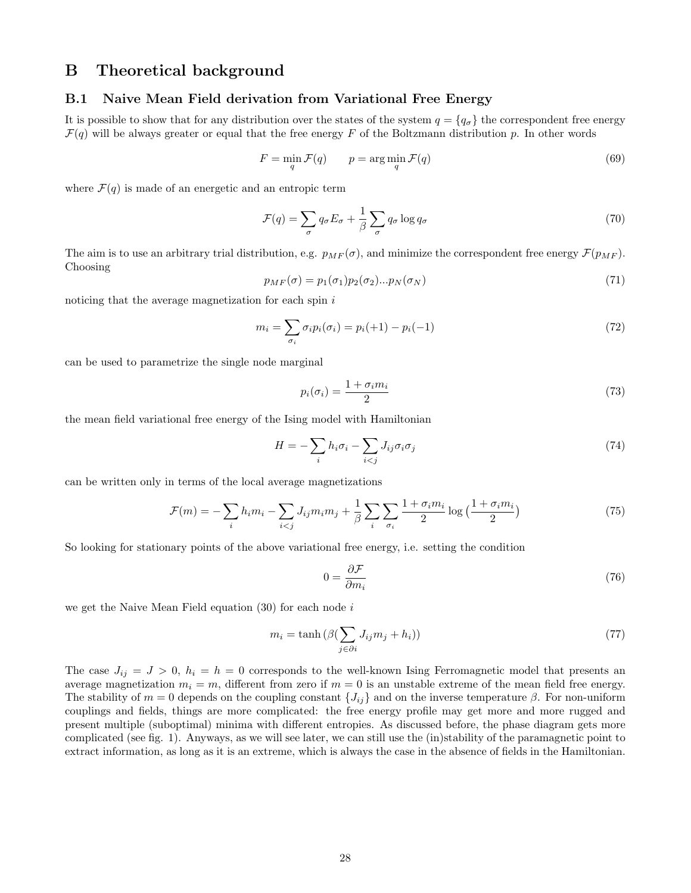# B Theoretical background

## B.1 Naive Mean Field derivation from Variational Free Energy

It is possible to show that for any distribution over the states of the system $q = \{q_\sigma\}$ the correspondent free energy $\mathcal{F}(q)$ will be always greater or equal that the free energy $F$ of the Boltzmann distribution $p$. In other words

$$F = \min_q \mathcal{F}(q) \qquad p = \arg\min_q \mathcal{F}(q) \tag{69}$$

where $\mathcal{F}(q)$ is made of an energetic and an entropic term

$$\mathcal{F}(q) = \sum_\sigma q_\sigma E_\sigma + \frac{1}{\beta} \sum_\sigma q_\sigma \log q_\sigma \tag{70}$$

The aim is to use an arbitrary trial distribution, e.g. $p_{MF}(\sigma)$, and minimize the correspondent free energy $\mathcal{F}(p_{MF})$. Choosing

$$p_{MF}(\sigma) = p_1(\sigma_1) p_2(\sigma_2) ... p_N(\sigma_N) \tag{71}$$

noticing that the average magnetization for each spin $i$

$$m_i = \sum_{\sigma_i} \sigma_i p_i(\sigma_i) = p_i(+1) - p_i(-1) \tag{72}$$

can be used to parametrize the single node marginal

$$p_i(\sigma_i) = \frac{1 + \sigma_i m_i}{2} \tag{73}$$

the mean field variational free energy of the Ising model with Hamiltonian

$$H = -\sum_i h_i \sigma_i - \sum_{i<j} J_{ij} \sigma_i \sigma_j \tag{74}$$

can be written only in terms of the local average magnetizations

$$\mathcal{F}(m) = -\sum_i h_i m_i - \sum_{i<j} J_{ij} m_i m_j + \frac{1}{\beta} \sum_i \sum_{\sigma_i} \frac{1 + \sigma_i m_i}{2} \log\left(\frac{1 + \sigma_i m_i}{2}\right) \tag{75}$$

So looking for stationary points of the above variational free energy, i.e. setting the condition

$$0 = \frac{\partial \mathcal{F}}{\partial m_i} \tag{76}$$

we get the Naive Mean Field equation (30) for each node $i$

$$m_i = \tanh\left(\beta\left(\sum_{j \in \partial i} J_{ij} m_j + h_i\right)\right) \tag{77}$$

The case $J_{ij} = J > 0$, $h_i = h = 0$ corresponds to the well-known Ising Ferromagnetic model that presents an average magnetization $m_i = m$, different from zero if $m = 0$ is an unstable extreme of the mean field free energy. The stability of $m = 0$ depends on the coupling constant $\{J_{ij}\}$ and on the inverse temperature $\beta$. For non-uniform couplings and fields, things are more complicated: the free energy profile may get more and more rugged and present multiple (suboptimal) minima with different entropies. As discussed before, the phase diagram gets more complicated (see fig. 1). Anyways, as we will see later, we can still use the (in)stability of the paramagnetic point to extract information, as long as it is an extreme, which is always the case in the absence of fields in the Hamiltonian.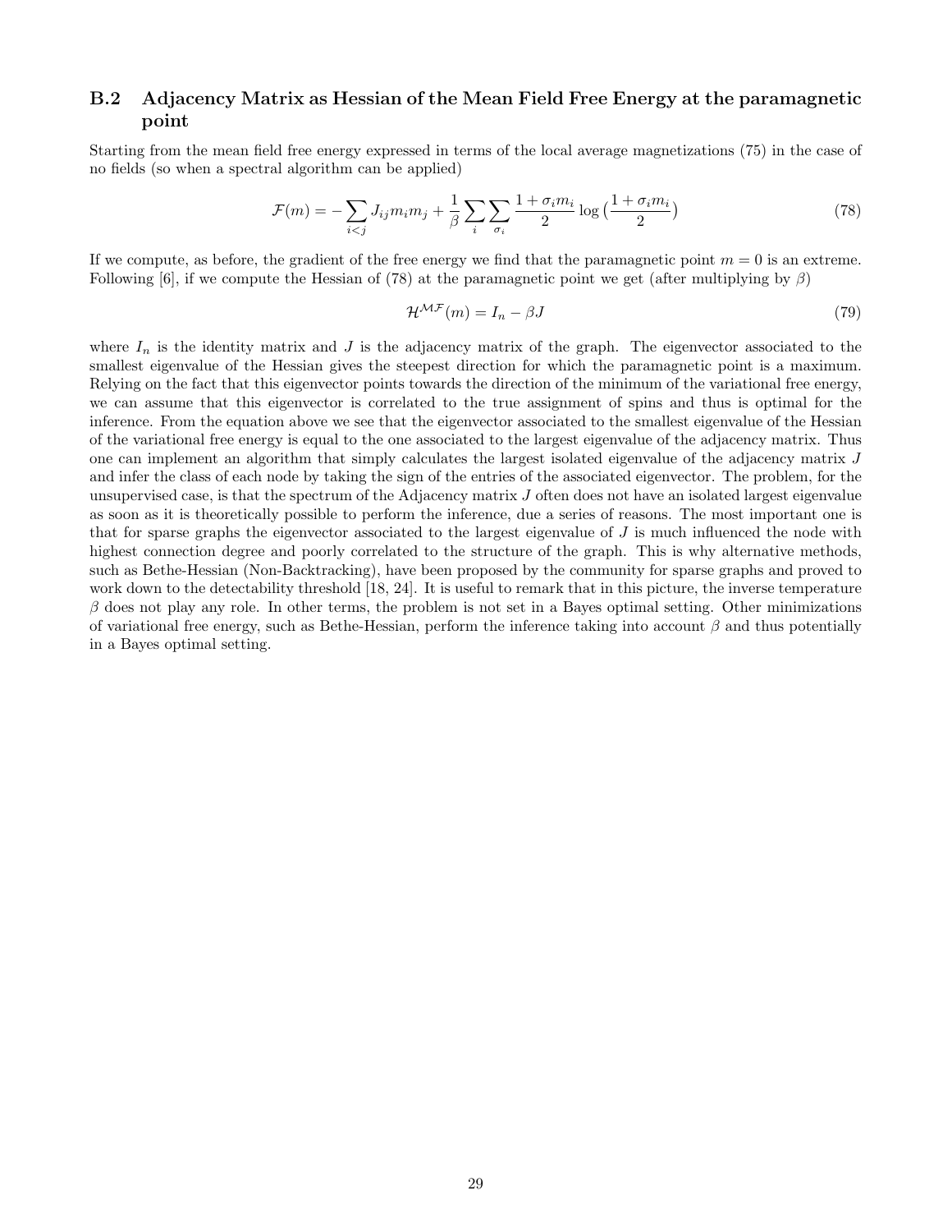## B.2 Adjacency Matrix as Hessian of the Mean Field Free Energy at the paramagnetic point

Starting from the mean field free energy expressed in terms of the local average magnetizations (75) in the case of no fields (so when a spectral algorithm can be applied)

$$\mathcal{F}(m) = -\sum_{i<j} J_{ij} m_i m_j + \frac{1}{\beta} \sum_i \sum_{\sigma_i} \frac{1+\sigma_i m_i}{2} \log\big(\frac{1+\sigma_i m_i}{2}\big) \tag{78}$$

If we compute, as before, the gradient of the free energy we find that the paramagnetic point $m = 0$ is an extreme. Following [6], if we compute the Hessian of (78) at the paramagnetic point we get (after multiplying by $\beta$)

$$\mathcal{H}^{\mathcal{MF}}(m) = I_n - \beta J \tag{79}$$

where $I_n$ is the identity matrix and $J$ is the adjacency matrix of the graph. The eigenvector associated to the smallest eigenvalue of the Hessian gives the steepest direction for which the paramagnetic point is a maximum. Relying on the fact that this eigenvector points towards the direction of the minimum of the variational free energy, we can assume that this eigenvector is correlated to the true assignment of spins and thus is optimal for the inference. From the equation above we see that the eigenvector associated to the smallest eigenvalue of the Hessian of the variational free energy is equal to the one associated to the largest eigenvalue of the adjacency matrix. Thus one can implement an algorithm that simply calculates the largest isolated eigenvalue of the adjacency matrix $J$ and infer the class of each node by taking the sign of the entries of the associated eigenvector. The problem, for the unsupervised case, is that the spectrum of the Adjacency matrix $J$ often does not have an isolated largest eigenvalue as soon as it is theoretically possible to perform the inference, due a series of reasons. The most important one is that for sparse graphs the eigenvector associated to the largest eigenvalue of $J$ is much influenced the node with highest connection degree and poorly correlated to the structure of the graph. This is why alternative methods, such as Bethe-Hessian (Non-Backtracking), have been proposed by the community for sparse graphs and proved to work down to the detectability threshold [18, 24]. It is useful to remark that in this picture, the inverse temperature $\beta$ does not play any role. In other terms, the problem is not set in a Bayes optimal setting. Other minimizations of variational free energy, such as Bethe-Hessian, perform the inference taking into account $\beta$ and thus potentially in a Bayes optimal setting.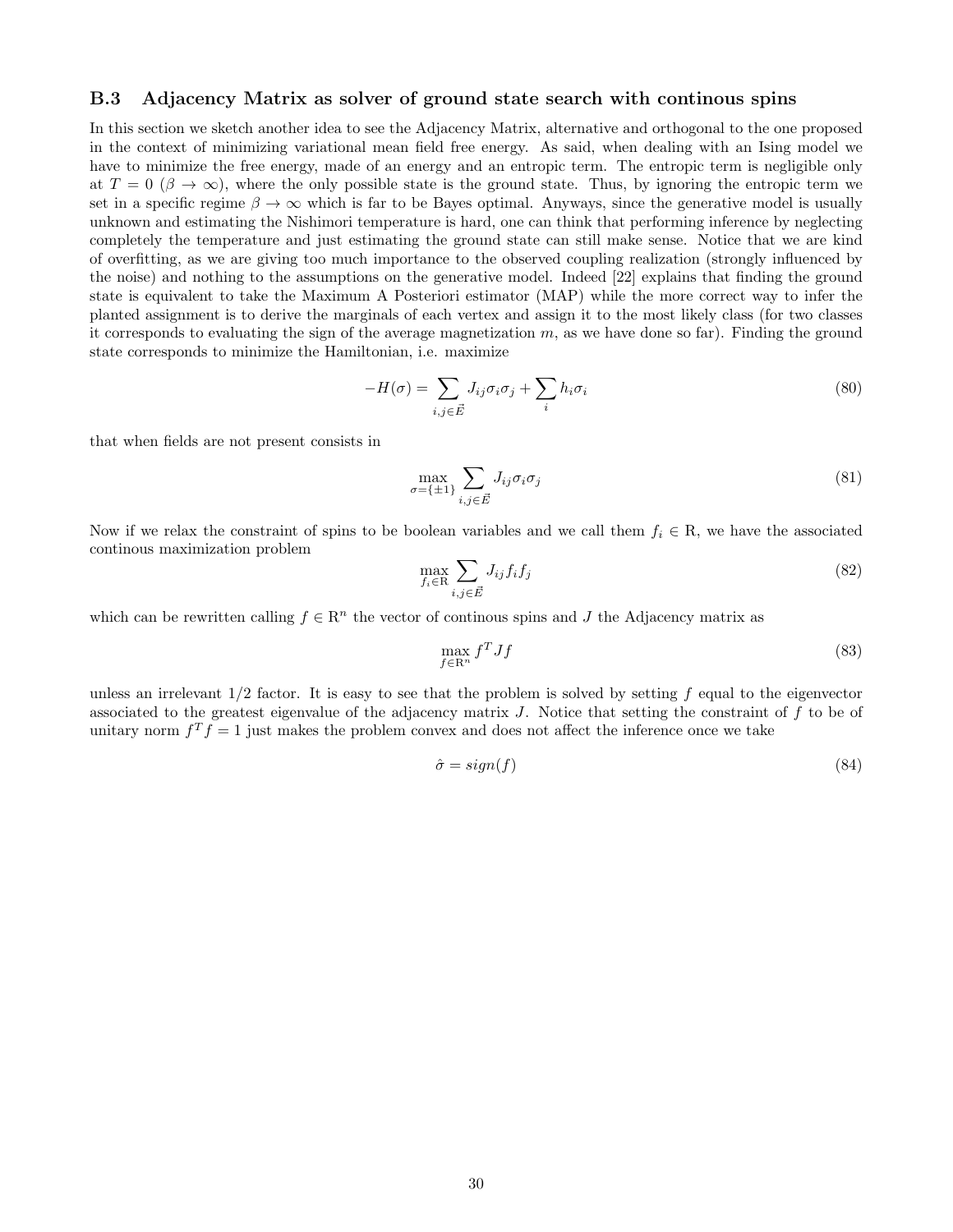### B.3 Adjacency Matrix as solver of ground state search with continous spins

In this section we sketch another idea to see the Adjacency Matrix, alternative and orthogonal to the one proposed in the context of minimizing variational mean field free energy. As said, when dealing with an Ising model we have to minimize the free energy, made of an energy and an entropic term. The entropic term is negligible only at $T = 0$ ($\beta \to \infty$), where the only possible state is the ground state. Thus, by ignoring the entropic term we set in a specific regime $\beta \to \infty$ which is far to be Bayes optimal. Anyways, since the generative model is usually unknown and estimating the Nishimori temperature is hard, one can think that performing inference by neglecting completely the temperature and just estimating the ground state can still make sense. Notice that we are kind of overfitting, as we are giving too much importance to the observed coupling realization (strongly influenced by the noise) and nothing to the assumptions on the generative model. Indeed [22] explains that finding the ground state is equivalent to take the Maximum A Posteriori estimator (MAP) while the more correct way to infer the planted assignment is to derive the marginals of each vertex and assign it to the most likely class (for two classes it corresponds to evaluating the sign of the average magnetization $m$, as we have done so far). Finding the ground state corresponds to minimize the Hamiltonian, i.e. maximize

$$-H(\sigma) = \sum_{i,j \in \vec{E}} J_{ij}\sigma_i\sigma_j + \sum_i h_i\sigma_i \tag{80}$$

that when fields are not present consists in

$$\max_{\sigma=\{\pm 1\}} \sum_{i,j \in \vec{E}} J_{ij}\sigma_i\sigma_j \tag{81}$$

Now if we relax the constraint of spins to be boolean variables and we call them $f_i \in \mathrm{R}$, we have the associated continous maximization problem

$$\max_{f_i \in \mathrm{R}} \sum_{i,j \in \vec{E}} J_{ij} f_i f_j \tag{82}$$

which can be rewritten calling $f \in \mathrm{R}^n$ the vector of continous spins and $J$ the Adjacency matrix as

$$\max_{f \in \mathrm{R}^n} f^T J f \tag{83}$$

unless an irrelevant 1/2 factor. It is easy to see that the problem is solved by setting $f$ equal to the eigenvector associated to the greatest eigenvalue of the adjacency matrix $J$. Notice that setting the constraint of $f$ to be of unitary norm $f^T f = 1$ just makes the problem convex and does not affect the inference once we take

$$\hat{\sigma} = sign(f) \tag{84}$$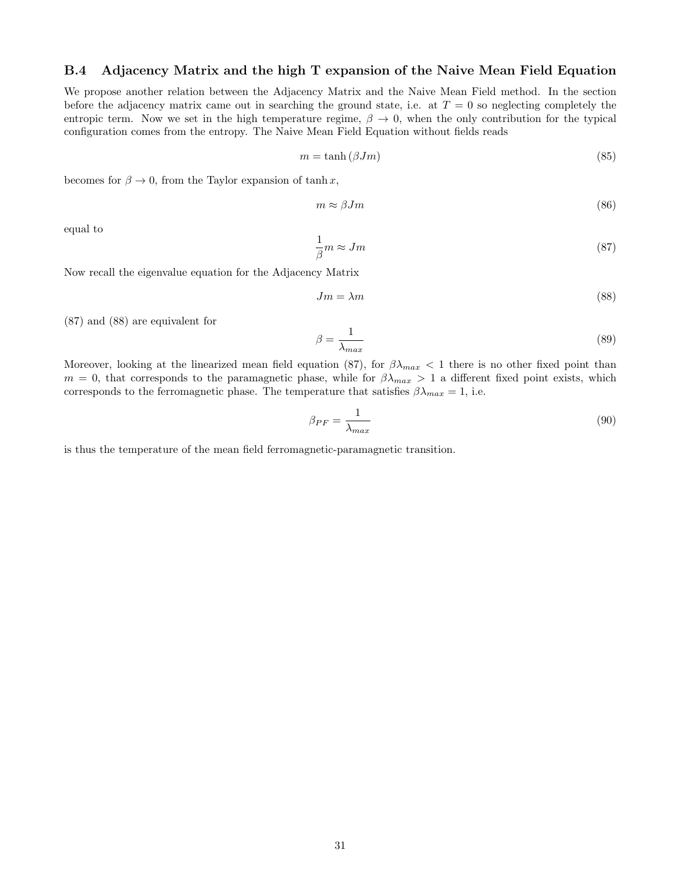### B.4 Adjacency Matrix and the high T expansion of the Naive Mean Field Equation

We propose another relation between the Adjacency Matrix and the Naive Mean Field method. In the section before the adjacency matrix came out in searching the ground state, i.e. at $T = 0$ so neglecting completely the entropic term. Now we set in the high temperature regime, $\beta \to 0$, when the only contribution for the typical configuration comes from the entropy. The Naive Mean Field Equation without fields reads

$$m = \tanh(\beta J m) \tag{85}$$

becomes for $\beta \to 0$, from the Taylor expansion of $\tanh x$,

$$m \approx \beta J m \tag{86}$$

equal to

$$\frac{1}{\beta} m \approx J m \tag{87}$$

Now recall the eigenvalue equation for the Adjacency Matrix

$$J m = \lambda m \tag{88}$$

(87) and (88) are equivalent for

$$\beta = \frac{1}{\lambda_{max}} \tag{89}$$

Moreover, looking at the linearized mean field equation (87), for $\beta \lambda_{max} < 1$ there is no other fixed point than $m = 0$, that corresponds to the paramagnetic phase, while for $\beta \lambda_{max} > 1$ a different fixed point exists, which corresponds to the ferromagnetic phase. The temperature that satisfies $\beta \lambda_{max} = 1$, i.e.

$$\beta_{PF} = \frac{1}{\lambda_{max}} \tag{90}$$

is thus the temperature of the mean field ferromagnetic-paramagnetic transition.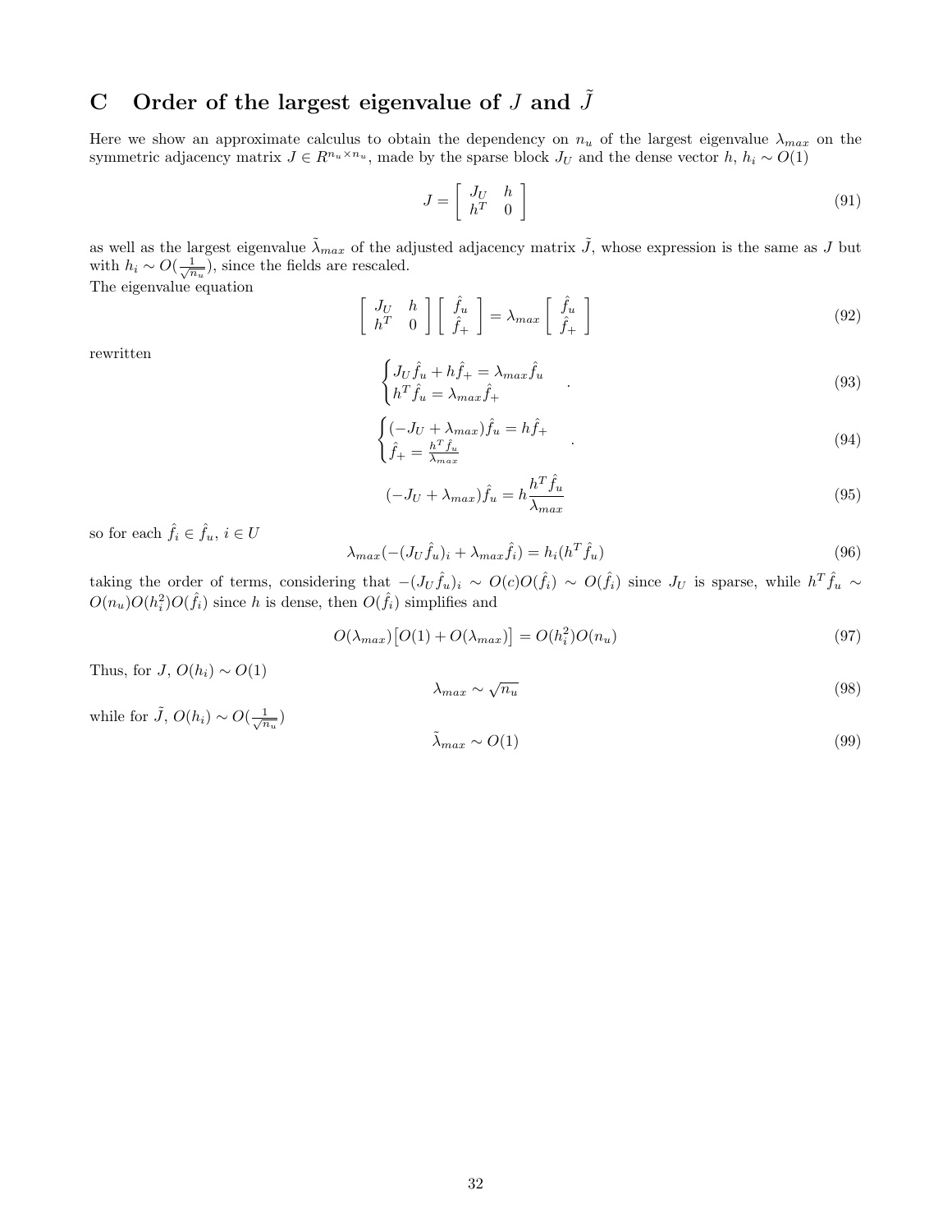# C Order of the largest eigenvalue of $J$ and $\tilde{J}$

Here we show an approximate calculus to obtain the dependency on $n_u$ of the largest eigenvalue $\lambda_{max}$ on the symmetric adjacency matrix $J \in R^{n_u \times n_u}$, made by the sparse block $J_U$ and the dense vector $h$, $h_i \sim O(1)$

$$J = \begin{bmatrix} J_U & h \\ h^T & 0 \end{bmatrix} \tag{91}$$

as well as the largest eigenvalue $\tilde{\lambda}_{max}$ of the adjusted adjacency matrix $\tilde{J}$, whose expression is the same as $J$ but with $h_i \sim O(\frac{1}{\sqrt{n_u}})$, since the fields are rescaled.

The eigenvalue equation

$$\begin{bmatrix} J_U & h \\ h^T & 0 \end{bmatrix} \begin{bmatrix} \hat{f}_u \\ \hat{f}_+ \end{bmatrix} = \lambda_{max} \begin{bmatrix} \hat{f}_u \\ \hat{f}_+ \end{bmatrix} \tag{92}$$

rewritten

$$\begin{cases} J_U \hat{f}_u + h\hat{f}_+ = \lambda_{max}\hat{f}_u \\ h^T \hat{f}_u = \lambda_{max}\hat{f}_+ \end{cases} . \tag{93}$$

$$\begin{cases} (-J_U + \lambda_{max})\hat{f}_u = h\hat{f}_+ \\ \hat{f}_+ = \frac{h^T \hat{f}_u}{\lambda_{max}} \end{cases} . \tag{94}$$

$$(-J_U + \lambda_{max})\hat{f}_u = h\frac{h^T \hat{f}_u}{\lambda_{max}} \tag{95}$$

so for each $\hat{f}_i \in \hat{f}_u$, $i \in U$

$$\lambda_{max}(-(J_U\hat{f}_u)_i + \lambda_{max}\hat{f}_i) = h_i(h^T\hat{f}_u) \tag{96}$$

taking the order of terms, considering that $-(J_U\hat{f}_u)_i \sim O(c)O(\hat{f}_i) \sim O(\hat{f}_i)$ since $J_U$ is sparse, while $h^T\hat{f}_u \sim O(n_u)O(h_i^2)O(\hat{f}_i)$ since $h$ is dense, then $O(\hat{f}_i)$ simplifies and

$$O(\lambda_{max})\big[O(1) + O(\lambda_{max})\big] = O(h_i^2)O(n_u) \tag{97}$$

Thus, for $J$, $O(h_i) \sim O(1)$

$$\lambda_{max} \sim \sqrt{n_u} \tag{98}$$

while for $\tilde{J}$, $O(h_i) \sim O(\frac{1}{\sqrt{n_u}})$

$$\tilde{\lambda}_{max} \sim O(1) \tag{99}$$